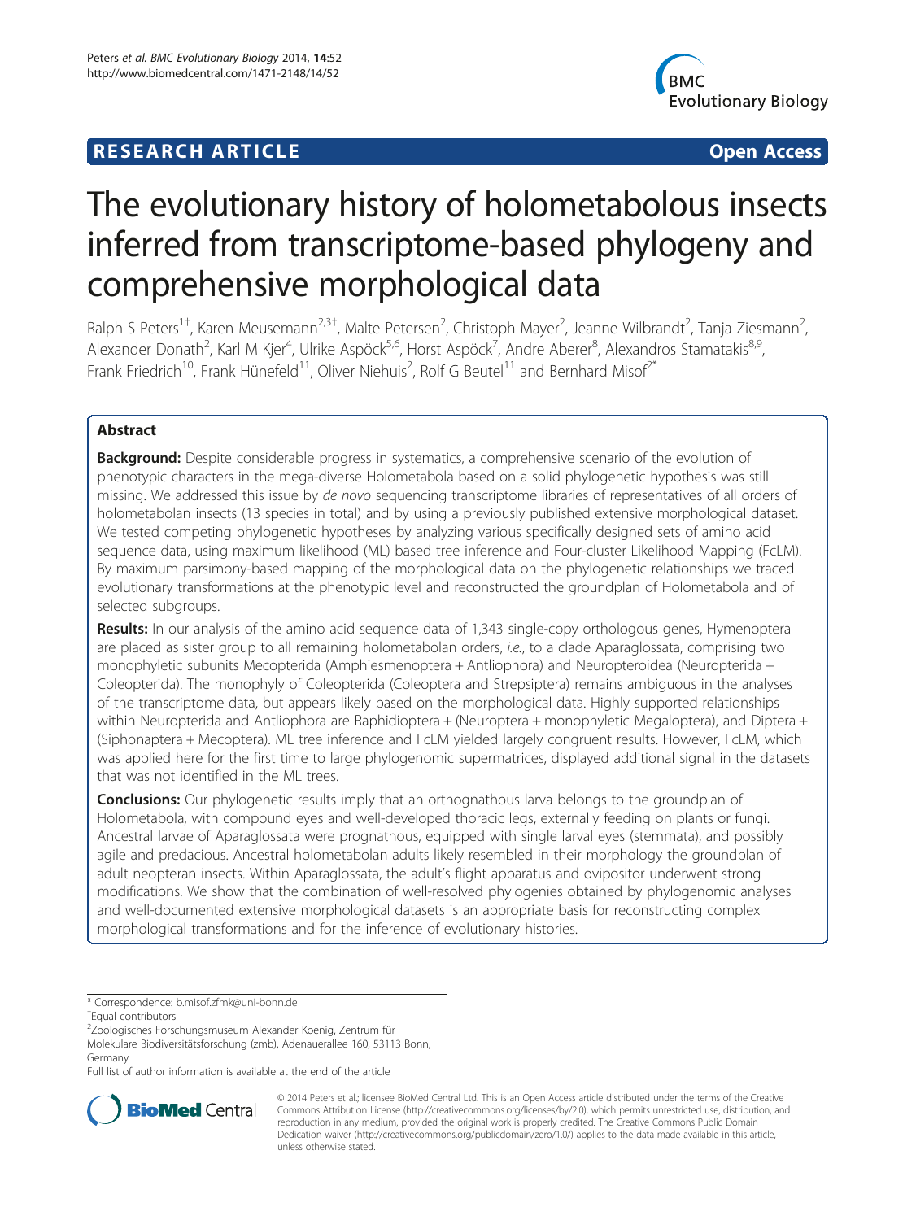**RESEARCH ARTICLE** **Open Access**

# The evolutionary history of holometabolous insects inferred from transcriptome-based phylogeny and comprehensive morphological data

Ralph S Peters[1†], Karen Meusemann[2,3†], Malte Petersen[2], Christoph Mayer[2], Jeanne Wilbrandt[2], Tanja Ziesmann[2], Alexander Donath[2], Karl M Kjer[4], Ulrike Aspöck[5,6], Horst Aspöck[7], Andre Aberer[8], Alexandros Stamatakis[8,9], Frank Friedrich[10], Frank Hünefeld[11], Oliver Niehuis[2], Rolf G Beutel[11] and Bernhard Misof[2*]

## Abstract

**Background:** Despite considerable progress in systematics, a comprehensive scenario of the evolution of phenotypic characters in the mega-diverse Holometabola based on a solid phylogenetic hypothesis was still missing. We addressed this issue by *de novo* sequencing transcriptome libraries of representatives of all orders of holometabolan insects (13 species in total) and by using a previously published extensive morphological dataset. We tested competing phylogenetic hypotheses by analyzing various specifically designed sets of amino acid sequence data, using maximum likelihood (ML) based tree inference and Four-cluster Likelihood Mapping (FcLM). By maximum parsimony-based mapping of the morphological data on the phylogenetic relationships we traced evolutionary transformations at the phenotypic level and reconstructed the groundplan of Holometabola and of selected subgroups.

**Results:** In our analysis of the amino acid sequence data of 1,343 single-copy orthologous genes, Hymenoptera are placed as sister group to all remaining holometabolan orders, *i.e.*, to a clade Aparaglossata, comprising two monophyletic subunits Mecopterida (Amphiesmenoptera + Antliophora) and Neuropteroidea (Neuropterida + Coleopterida). The monophyly of Coleopterida (Coleoptera and Strepsiptera) remains ambiguous in the analyses of the transcriptome data, but appears likely based on the morphological data. Highly supported relationships within Neuropterida and Antliophora are Raphidioptera + (Neuroptera + monophyletic Megaloptera), and Diptera + (Siphonaptera + Mecoptera). ML tree inference and FcLM yielded largely congruent results. However, FcLM, which was applied here for the first time to large phylogenomic supermatrices, displayed additional signal in the datasets that was not identified in the ML trees.

**Conclusions:** Our phylogenetic results imply that an orthognathous larva belongs to the groundplan of Holometabola, with compound eyes and well-developed thoracic legs, externally feeding on plants or fungi. Ancestral larvae of Aparaglossata were prognathous, equipped with single larval eyes (stemmata), and possibly agile and predacious. Ancestral holometabolan adults likely resembled in their morphology the groundplan of adult neopteran insects. Within Aparaglossata, the adult's flight apparatus and ovipositor underwent strong modifications. We show that the combination of well-resolved phylogenies obtained by phylogenomic analyses and well-documented extensive morphological datasets is an appropriate basis for reconstructing complex morphological transformations and for the inference of evolutionary histories.

\* Correspondence: b.misof.zfmk@uni-bonn.de

†Equal contributors

[2]Zoologisches Forschungsmuseum Alexander Koenig, Zentrum für Molekulare Biodiversitätsforschung (zmb), Adenauerallee 160, 53113 Bonn, Germany

Full list of author information is available at the end of the article

© 2014 Peters et al.; licensee BioMed Central Ltd. This is an Open Access article distributed under the terms of the Creative Commons Attribution License (http://creativecommons.org/licenses/by/2.0), which permits unrestricted use, distribution, and reproduction in any medium, provided the original work is properly credited. The Creative Commons Public Domain Dedication waiver (http://creativecommons.org/publicdomain/zero/1.0/) applies to the data made available in this article, unless otherwise stated.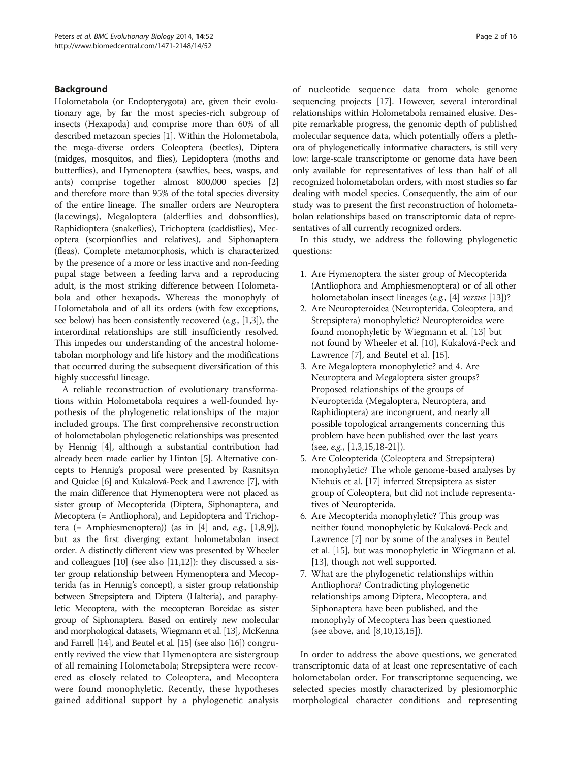## Background

Holometabola (or Endopterygota) are, given their evolutionary age, by far the most species-rich subgroup of insects (Hexapoda) and comprise more than 60% of all described metazoan species [1]. Within the Holometabola, the mega-diverse orders Coleoptera (beetles), Diptera (midges, mosquitos, and flies), Lepidoptera (moths and butterflies), and Hymenoptera (sawflies, bees, wasps, and ants) comprise together almost 800,000 species [2] and therefore more than 95% of the total species diversity of the entire lineage. The smaller orders are Neuroptera (lacewings), Megaloptera (alderflies and dobsonflies), Raphidioptera (snakeflies), Trichoptera (caddisflies), Mecoptera (scorpionflies and relatives), and Siphonaptera (fleas). Complete metamorphosis, which is characterized by the presence of a more or less inactive and non-feeding pupal stage between a feeding larva and a reproducing adult, is the most striking difference between Holometabola and other hexapods. Whereas the monophyly of Holometabola and of all its orders (with few exceptions, see below) has been consistently recovered (*e.g.*, [1,3]), the interordinal relationships are still insufficiently resolved. This impedes our understanding of the ancestral holometabolan morphology and life history and the modifications that occurred during the subsequent diversification of this highly successful lineage.

A reliable reconstruction of evolutionary transformations within Holometabola requires a well-founded hypothesis of the phylogenetic relationships of the major included groups. The first comprehensive reconstruction of holometabolan phylogenetic relationships was presented by Hennig [4], although a substantial contribution had already been made earlier by Hinton [5]. Alternative concepts to Hennig's proposal were presented by Rasnitsyn and Quicke [6] and Kukalová-Peck and Lawrence [7], with the main difference that Hymenoptera were not placed as sister group of Mecopterida (Diptera, Siphonaptera, and Mecoptera (= Antliophora), and Lepidoptera and Trichoptera (= Amphiesmenoptera)) (as in [4] and, *e.g.*, [1,8,9]), but as the first diverging extant holometabolan insect order. A distinctly different view was presented by Wheeler and colleagues [10] (see also [11,12]): they discussed a sister group relationship between Hymenoptera and Mecopterida (as in Hennig's concept), a sister group relationship between Strepsiptera and Diptera (Halteria), and paraphyletic Mecoptera, with the mecopteran Boreidae as sister group of Siphonaptera. Based on entirely new molecular and morphological datasets, Wiegmann et al. [13], McKenna and Farrell [14], and Beutel et al. [15] (see also [16]) congruently revived the view that Hymenoptera are sistergroup of all remaining Holometabola; Strepsiptera were recovered as closely related to Coleoptera, and Mecoptera were found monophyletic. Recently, these hypotheses gained additional support by a phylogenetic analysis of nucleotide sequence data from whole genome sequencing projects [17]. However, several interordinal relationships within Holometabola remained elusive. Despite remarkable progress, the genomic depth of published molecular sequence data, which potentially offers a plethora of phylogenetically informative characters, is still very low: large-scale transcriptome or genome data have been only available for representatives of less than half of all recognized holometabolan orders, with most studies so far dealing with model species. Consequently, the aim of our study was to present the first reconstruction of holometabolan relationships based on transcriptomic data of representatives of all currently recognized orders.

In this study, we address the following phylogenetic questions:

1. Are Hymenoptera the sister group of Mecopterida (Antliophora and Amphiesmenoptera) or of all other holometabolan insect lineages (*e.g.*, [4] *versus* [13])?
2. Are Neuropteroidea (Neuropterida, Coleoptera, and Strepsiptera) monophyletic? Neuropteroidea were found monophyletic by Wiegmann et al. [13] but not found by Wheeler et al. [10], Kukalová-Peck and Lawrence [7], and Beutel et al. [15].
3. Are Megaloptera monophyletic? and 4. Are Neuroptera and Megaloptera sister groups? Proposed relationships of the groups of Neuropterida (Megaloptera, Neuroptera, and Raphidioptera) are incongruent, and nearly all possible topological arrangements concerning this problem have been published over the last years (see, *e.g.*, [1,3,15,18-21]).
5. Are Coleopterida (Coleoptera and Strepsiptera) monophyletic? The whole genome-based analyses by Niehuis et al. [17] inferred Strepsiptera as sister group of Coleoptera, but did not include representatives of Neuropterida.
6. Are Mecopterida monophyletic? This group was neither found monophyletic by Kukalová-Peck and Lawrence [7] nor by some of the analyses in Beutel et al. [15], but was monophyletic in Wiegmann et al. [13], though not well supported.
7. What are the phylogenetic relationships within Antliophora? Contradicting phylogenetic relationships among Diptera, Mecoptera, and Siphonaptera have been published, and the monophyly of Mecoptera has been questioned (see above, and [8,10,13,15]).

In order to address the above questions, we generated transcriptomic data of at least one representative of each holometabolan order. For transcriptome sequencing, we selected species mostly characterized by plesiomorphic morphological character conditions and representing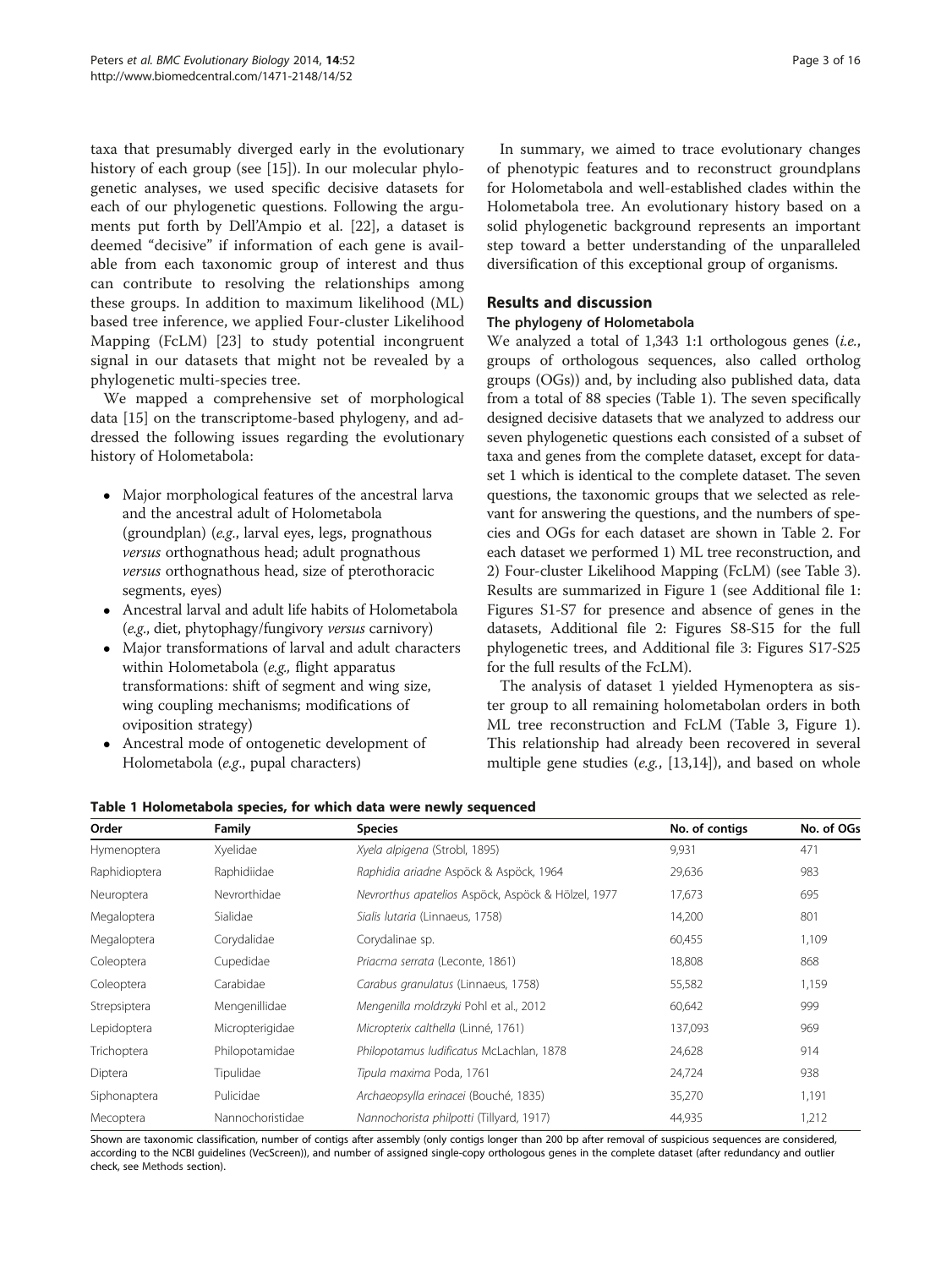taxa that presumably diverged early in the evolutionary history of each group (see [15]). In our molecular phylogenetic analyses, we used specific decisive datasets for each of our phylogenetic questions. Following the arguments put forth by Dell'Ampio et al. [22], a dataset is deemed "decisive" if information of each gene is available from each taxonomic group of interest and thus can contribute to resolving the relationships among these groups. In addition to maximum likelihood (ML) based tree inference, we applied Four-cluster Likelihood Mapping (FcLM) [23] to study potential incongruent signal in our datasets that might not be revealed by a phylogenetic multi-species tree.

We mapped a comprehensive set of morphological data [15] on the transcriptome-based phylogeny, and addressed the following issues regarding the evolutionary history of Holometabola:

- Major morphological features of the ancestral larva and the ancestral adult of Holometabola (groundplan) (*e.g*., larval eyes, legs, prognathous *versus* orthognathous head; adult prognathous *versus* orthognathous head, size of pterothoracic segments, eyes)
- Ancestral larval and adult life habits of Holometabola (*e.g*., diet, phytophagy/fungivory *versus* carnivory)
- Major transformations of larval and adult characters within Holometabola (*e.g.,* flight apparatus transformations: shift of segment and wing size, wing coupling mechanisms; modifications of oviposition strategy)
- Ancestral mode of ontogenetic development of Holometabola (*e.g*., pupal characters)

In summary, we aimed to trace evolutionary changes of phenotypic features and to reconstruct groundplans for Holometabola and well-established clades within the Holometabola tree. An evolutionary history based on a solid phylogenetic background represents an important step toward a better understanding of the unparalleled diversification of this exceptional group of organisms.

## Results and discussion

### The phylogeny of Holometabola

We analyzed a total of 1,343 1:1 orthologous genes (*i.e.*, groups of orthologous sequences, also called ortholog groups (OGs)) and, by including also published data, data from a total of 88 species (Table 1). The seven specifically designed decisive datasets that we analyzed to address our seven phylogenetic questions each consisted of a subset of taxa and genes from the complete dataset, except for dataset 1 which is identical to the complete dataset. The seven questions, the taxonomic groups that we selected as relevant for answering the questions, and the numbers of species and OGs for each dataset are shown in Table 2. For each dataset we performed 1) ML tree reconstruction, and 2) Four-cluster Likelihood Mapping (FcLM) (see Table 3). Results are summarized in Figure 1 (see Additional file 1: Figures S1-S7 for presence and absence of genes in the datasets, Additional file 2: Figures S8-S15 for the full phylogenetic trees, and Additional file 3: Figures S17-S25 for the full results of the FcLM).

The analysis of dataset 1 yielded Hymenoptera as sister group to all remaining holometabolan orders in both ML tree reconstruction and FcLM (Table 3, Figure 1). This relationship had already been recovered in several multiple gene studies (*e.g.*, [13,14]), and based on whole

**Table 1 Holometabola species, for which data were newly sequenced**

| Order | Family | Species | No. of contigs | No. of OGs |
|---|---|---|---|---|
| Hymenoptera | Xyelidae | *Xyela alpigena* (Strobl, 1895) | 9,931 | 471 |
| Raphidioptera | Raphidiidae | *Raphidia ariadne* Aspöck & Aspöck, 1964 | 29,636 | 983 |
| Neuroptera | Nevrorthidae | *Nevrorthus apatelios* Aspöck, Aspöck & Hölzel, 1977 | 17,673 | 695 |
| Megaloptera | Sialidae | *Sialis lutaria* (Linnaeus, 1758) | 14,200 | 801 |
| Megaloptera | Corydalidae | Corydalinae sp. | 60,455 | 1,109 |
| Coleoptera | Cupedidae | *Priacma serrata* (Leconte, 1861) | 18,808 | 868 |
| Coleoptera | Carabidae | *Carabus granulatus* (Linnaeus, 1758) | 55,582 | 1,159 |
| Strepsiptera | Mengenillidae | *Mengenilla moldrzyki* Pohl et al., 2012 | 60,642 | 999 |
| Lepidoptera | Micropterigidae | *Micropterix calthella* (Linné, 1761) | 137,093 | 969 |
| Trichoptera | Philopotamidae | *Philopotamus ludificatus* McLachlan, 1878 | 24,628 | 914 |
| Diptera | Tipulidae | *Tipula maxima* Poda, 1761 | 24,724 | 938 |
| Siphonaptera | Pulicidae | *Archaeopsylla erinacei* (Bouché, 1835) | 35,270 | 1,191 |
| Mecoptera | Nannochoristidae | *Nannochorista philpotti* (Tillyard, 1917) | 44,935 | 1,212 |

Shown are taxonomic classification, number of contigs after assembly (only contigs longer than 200 bp after removal of suspicious sequences are considered, according to the NCBI guidelines (VecScreen)), and number of assigned single-copy orthologous genes in the complete dataset (after redundancy and outlier check, see Methods section).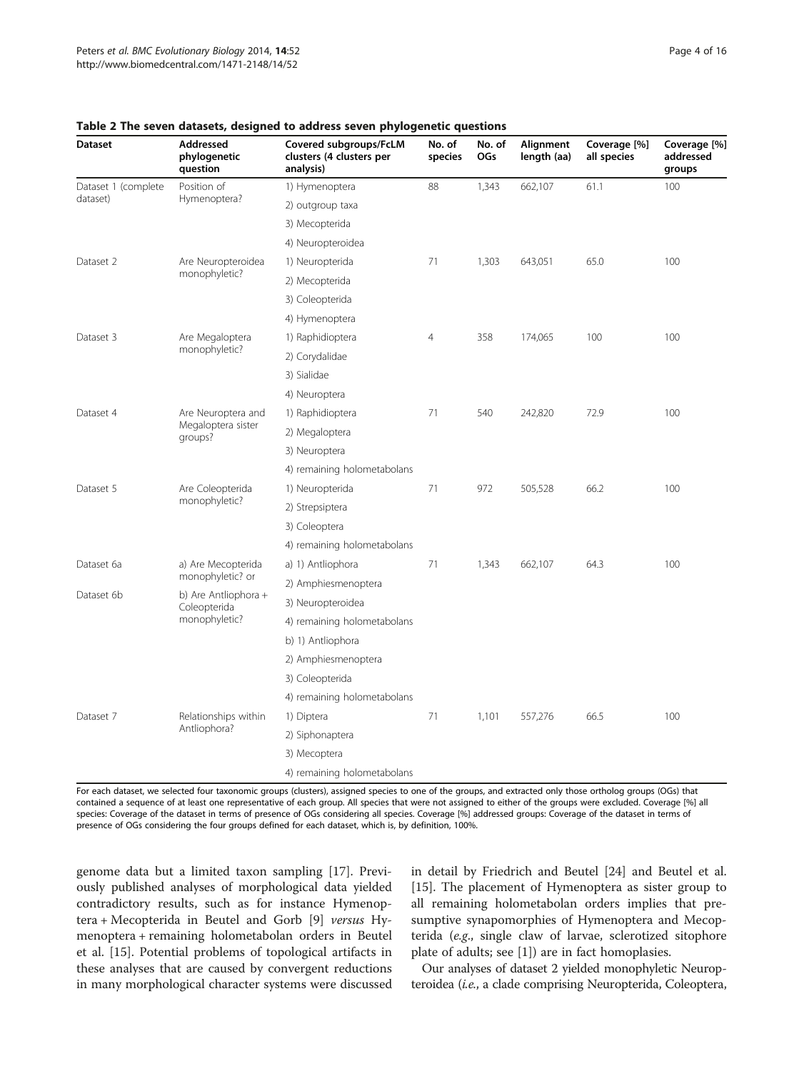**Table 2 The seven datasets, designed to address seven phylogenetic questions**

| Dataset | Addressed phylogenetic question | Covered subgroups/FcLM clusters (4 clusters per analysis) | No. of species | No. of OGs | Alignment length (aa) | Coverage [%] all species | Coverage [%] addressed groups |
|---|---|---|---|---|---|---|---|
| Dataset 1 (complete dataset) | Position of Hymenoptera? | 1) Hymenoptera | 88 | 1,343 | 662,107 | 61.1 | 100 |
| | | 2) outgroup taxa | | | | | |
| | | 3) Mecopterida | | | | | |
| | | 4) Neuropteroidea | | | | | |
| Dataset 2 | Are Neuropteroidea monophyletic? | 1) Neuropterida | 71 | 1,303 | 643,051 | 65.0 | 100 |
| | | 2) Mecopterida | | | | | |
| | | 3) Coleopterida | | | | | |
| | | 4) Hymenoptera | | | | | |
| Dataset 3 | Are Megaloptera monophyletic? | 1) Raphidioptera | 4 | 358 | 174,065 | 100 | 100 |
| | | 2) Corydalidae | | | | | |
| | | 3) Sialidae | | | | | |
| | | 4) Neuroptera | | | | | |
| Dataset 4 | Are Neuroptera and Megaloptera sister groups? | 1) Raphidioptera | 71 | 540 | 242,820 | 72.9 | 100 |
| | | 2) Megaloptera | | | | | |
| | | 3) Neuroptera | | | | | |
| | | 4) remaining holometabolans | | | | | |
| Dataset 5 | Are Coleopterida monophyletic? | 1) Neuropterida | 71 | 972 | 505,528 | 66.2 | 100 |
| | | 2) Strepsiptera | | | | | |
| | | 3) Coleoptera | | | | | |
| | | 4) remaining holometabolans | | | | | |
| Dataset 6a | a) Are Mecopterida monophyletic? or | a) 1) Antliophora | 71 | 1,343 | 662,107 | 64.3 | 100 |
| | | 2) Amphiesmenoptera | | | | | |
| Dataset 6b | b) Are Antliophora + Coleopterida monophyletic? | 3) Neuropteroidea | | | | | |
| | | 4) remaining holometabolans | | | | | |
| | | b) 1) Antliophora | | | | | |
| | | 2) Amphiesmenoptera | | | | | |
| | | 3) Coleopterida | | | | | |
| | | 4) remaining holometabolans | | | | | |
| Dataset 7 | Relationships within Antliophora? | 1) Diptera | 71 | 1,101 | 557,276 | 66.5 | 100 |
| | | 2) Siphonaptera | | | | | |
| | | 3) Mecoptera | | | | | |
| | | 4) remaining holometabolans | | | | | |

For each dataset, we selected four taxonomic groups (clusters), assigned species to one of the groups, and extracted only those ortholog groups (OGs) that contained a sequence of at least one representative of each group. All species that were not assigned to either of the groups were excluded. Coverage [%] all species: Coverage of the dataset in terms of presence of OGs considering all species. Coverage [%] addressed groups: Coverage of the dataset in terms of presence of OGs considering the four groups defined for each dataset, which is, by definition, 100%.

genome data but a limited taxon sampling [17]. Previously published analyses of morphological data yielded contradictory results, such as for instance Hymenoptera + Mecopterida in Beutel and Gorb [9] *versus* Hymenoptera + remaining holometabolan orders in Beutel et al. [15]. Potential problems of topological artifacts in these analyses that are caused by convergent reductions in many morphological character systems were discussed in detail by Friedrich and Beutel [24] and Beutel et al. [15]. The placement of Hymenoptera as sister group to all remaining holometabolan orders implies that presumptive synapomorphies of Hymenoptera and Mecopterida (*e.g.*, single claw of larvae, sclerotized sitophore plate of adults; see [1]) are in fact homoplasies.

Our analyses of dataset 2 yielded monophyletic Neuropteroidea (*i.e.*, a clade comprising Neuropterida, Coleoptera,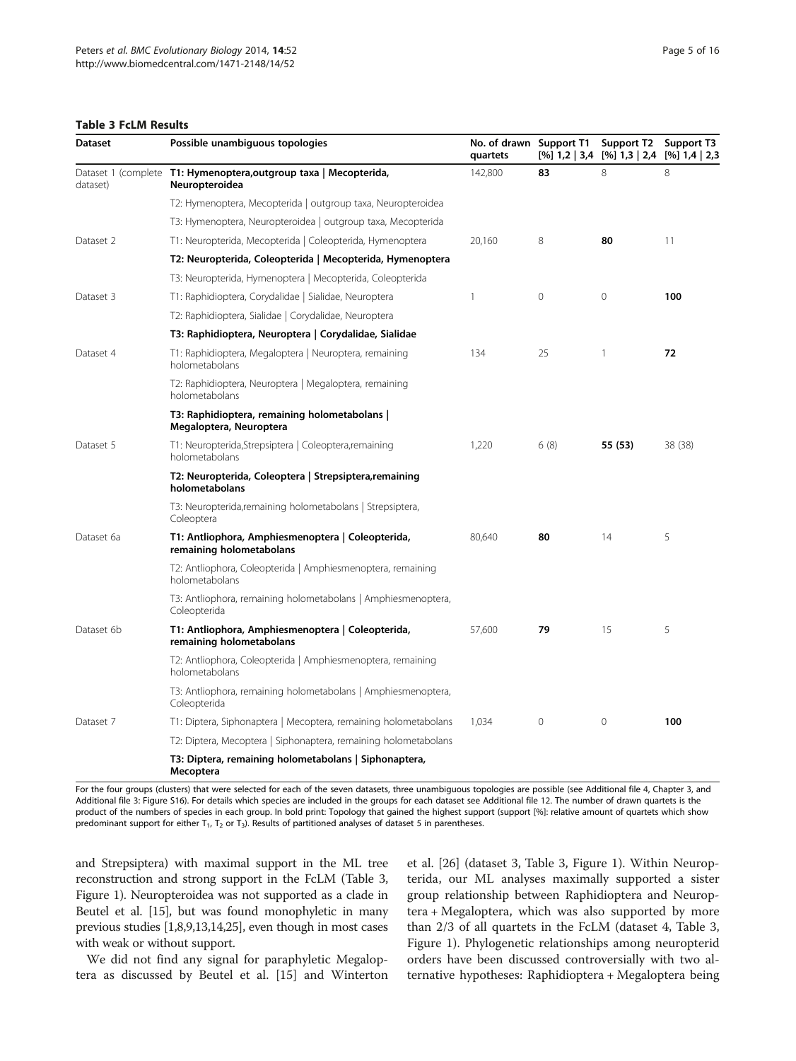**Table 3 FcLM Results**

| Dataset | Possible unambiguous topologies | No. of drawn quartets | Support T1 [%] 1,2 \| 3,4 | Support T2 [%] 1,3 \| 2,4 | Support T3 [%] 1,4 \| 2,3 |
|---|---|---|---|---|---|
| Dataset 1 (complete dataset) | **T1: Hymenoptera,outgroup taxa \| Mecopterida, Neuropteroidea** | 142,800 | **83** | 8 | 8 |
| | T2: Hymenoptera, Mecopterida \| outgroup taxa, Neuropteroidea | | | | |
| | T3: Hymenoptera, Neuropteroidea \| outgroup taxa, Mecopterida | | | | |
| Dataset 2 | T1: Neuropterida, Mecopterida \| Coleopterida, Hymenoptera | 20,160 | 8 | **80** | 11 |
| | **T2: Neuropterida, Coleopterida \| Mecopterida, Hymenoptera** | | | | |
| | T3: Neuropterida, Hymenoptera \| Mecopterida, Coleopterida | | | | |
| Dataset 3 | T1: Raphidioptera, Corydalidae \| Sialidae, Neuroptera | 1 | 0 | 0 | **100** |
| | T2: Raphidioptera, Sialidae \| Corydalidae, Neuroptera | | | | |
| | **T3: Raphidioptera, Neuroptera \| Corydalidae, Sialidae** | | | | |
| Dataset 4 | T1: Raphidioptera, Megaloptera \| Neuroptera, remaining holometabolans | 134 | 25 | 1 | **72** |
| | T2: Raphidioptera, Neuroptera \| Megaloptera, remaining holometabolans | | | | |
| | **T3: Raphidioptera, remaining holometabolans \| Megaloptera, Neuroptera** | | | | |
| Dataset 5 | T1: Neuropterida,Strepsiptera \| Coleoptera,remaining holometabolans | 1,220 | 6 (8) | **55 (53)** | 38 (38) |
| | **T2: Neuropterida, Coleoptera \| Strepsiptera,remaining holometabolans** | | | | |
| | T3: Neuropterida,remaining holometabolans \| Strepsiptera, Coleoptera | | | | |
| Dataset 6a | **T1: Antliophora, Amphiesmenoptera \| Coleopterida, remaining holometabolans** | 80,640 | **80** | 14 | 5 |
| | T2: Antliophora, Coleopterida \| Amphiesmenoptera, remaining holometabolans | | | | |
| | T3: Antliophora, remaining holometabolans \| Amphiesmenoptera, Coleopterida | | | | |
| Dataset 6b | **T1: Antliophora, Amphiesmenoptera \| Coleopterida, remaining holometabolans** | 57,600 | **79** | 15 | 5 |
| | T2: Antliophora, Coleopterida \| Amphiesmenoptera, remaining holometabolans | | | | |
| | T3: Antliophora, remaining holometabolans \| Amphiesmenoptera, Coleopterida | | | | |
| Dataset 7 | T1: Diptera, Siphonaptera \| Mecoptera, remaining holometabolans | 1,034 | 0 | 0 | **100** |
| | T2: Diptera, Mecoptera \| Siphonaptera, remaining holometabolans | | | | |
| | **T3: Diptera, remaining holometabolans \| Siphonaptera, Mecoptera** | | | | |

For the four groups (clusters) that were selected for each of the seven datasets, three unambiguous topologies are possible (see Additional file 4, Chapter 3, and Additional file 3: Figure S16). For details which species are included in the groups for each dataset see Additional file 12. The number of drawn quartets is the product of the numbers of species in each group. In bold print: Topology that gained the highest support (support [%]: relative amount of quartets which show predominant support for either $T_1$, $T_2$ or $T_3$). Results of partitioned analyses of dataset 5 in parentheses.

and Strepsiptera) with maximal support in the ML tree reconstruction and strong support in the FcLM (Table 3, Figure 1). Neuropteroidea was not supported as a clade in Beutel et al. [15], but was found monophyletic in many previous studies [1,8,9,13,14,25], even though in most cases with weak or without support.

We did not find any signal for paraphyletic Megaloptera as discussed by Beutel et al. [15] and Winterton et al. [26] (dataset 3, Table 3, Figure 1). Within Neuropterida, our ML analyses maximally supported a sister group relationship between Raphidioptera and Neuroptera + Megaloptera, which was also supported by more than 2/3 of all quartets in the FcLM (dataset 4, Table 3, Figure 1). Phylogenetic relationships among neuropterid orders have been discussed controversially with two alternative hypotheses: Raphidioptera + Megaloptera being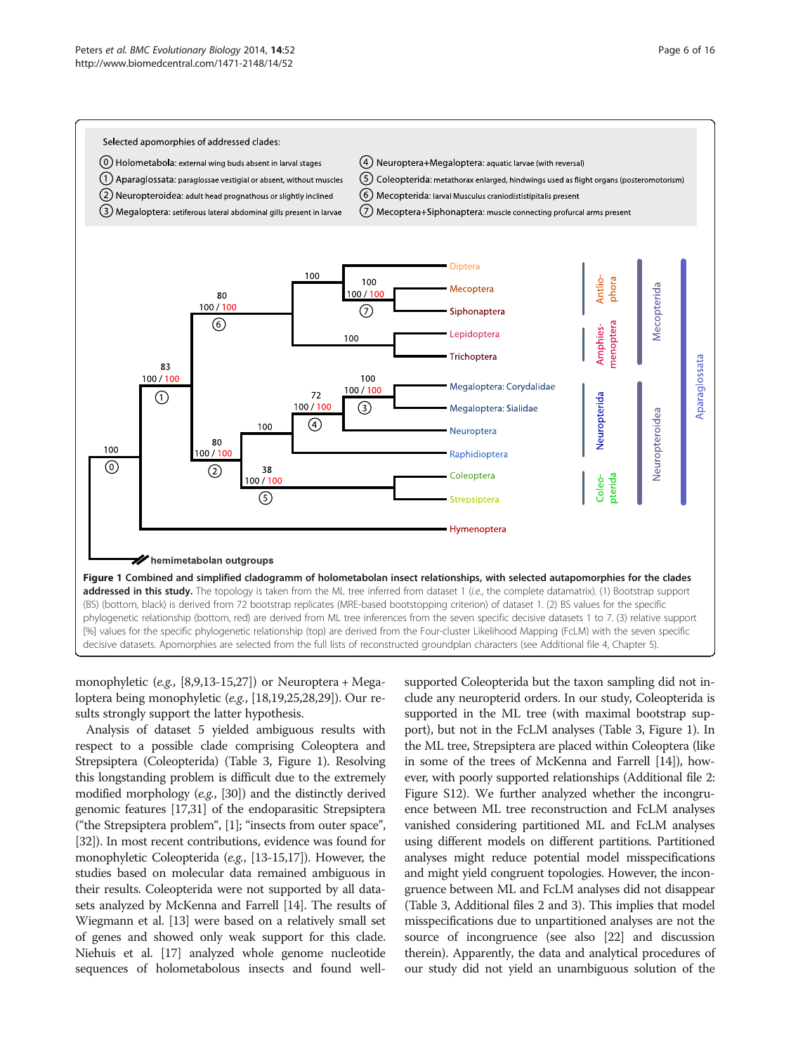Selected apomorphies of addressed clades:

0 Holometabola: external wing buds absent in larval stages
1 Aparaglossata: paraglossae vestigial or absent, without muscles
2 Neuropteroidea: adult head prognathous or slightly inclined
3 Megaloptera: setiferous lateral abdominal gills present in larvae
4 Neuroptera+Megaloptera: aquatic larvae (with reversal)
5 Coleopterida: metathorax enlarged, hindwings used as flight organs (posteromotorism)
6 Mecopterida: larval Musculus craniodististipitalis present
7 Mecoptera+Siphonaptera: muscle connecting profurcal arms present

Diptera
Mecoptera
Siphonaptera
Lepidoptera
Trichoptera
Megaloptera: Corydalidae
Megaloptera: Sialidae
Neuroptera
Raphidioptera
Coleoptera
Strepsiptera
Hymenoptera
hemimetabolan outgroups

100 100/100 7
100
80 100/100 6
100
83 100/100 1
100 100/100 3
72 100/100 4
100
80 100/100 2
38 100/100 5
100 0

Antliophora
Amphiesmenoptera
Neuropterida
Coleopterida
Mecopterida
Neuropteroidea
Aparaglossata

**Figure 1 Combined and simplified cladogramm of holometabolan insect relationships, with selected autapomorphies for the clades addressed in this study.** The topology is taken from the ML tree inferred from dataset 1 (*i.e.,* the complete datamatrix). (1) Bootstrap support (BS) (bottom, black) is derived from 72 bootstrap replicates (MRE-based bootstopping criterion) of dataset 1. (2) BS values for the specific phylogenetic relationship (bottom, red) are derived from ML tree inferences from the seven specific decisive datasets 1 to 7. (3) relative support [%] values for the specific phylogenetic relationship (top) are derived from the Four-cluster Likelihood Mapping (FcLM) with the seven specific decisive datasets. Apomorphies are selected from the full lists of reconstructed groundplan characters (see Additional file 4, Chapter 5).

monophyletic (*e.g.,* [8,9,13-15,27]) or Neuroptera + Megaloptera being monophyletic (*e.g.,* [18,19,25,28,29]). Our results strongly support the latter hypothesis.

Analysis of dataset 5 yielded ambiguous results with respect to a possible clade comprising Coleoptera and Strepsiptera (Coleopterida) (Table 3, Figure 1). Resolving this longstanding problem is difficult due to the extremely modified morphology (*e.g.,* [30]) and the distinctly derived genomic features [17,31] of the endoparasitic Strepsiptera ("the Strepsiptera problem", [1]; "insects from outer space", [32]). In most recent contributions, evidence was found for monophyletic Coleopterida (*e.g.,* [13-15,17]). However, the studies based on molecular data remained ambiguous in their results. Coleopterida were not supported by all datasets analyzed by McKenna and Farrell [14]. The results of Wiegmann et al. [13] were based on a relatively small set of genes and showed only weak support for this clade. Niehuis et al. [17] analyzed whole genome nucleotide sequences of holometabolous insects and found well-supported Coleopterida but the taxon sampling did not include any neuropterid orders. In our study, Coleopterida is supported in the ML tree (with maximal bootstrap support), but not in the FcLM analyses (Table 3, Figure 1). In the ML tree, Strepsiptera are placed within Coleoptera (like in some of the trees of McKenna and Farrell [14]), however, with poorly supported relationships (Additional file 2: Figure S12). We further analyzed whether the incongruence between ML tree reconstruction and FcLM analyses vanished considering partitioned ML and FcLM analyses using different models on different partitions. Partitioned analyses might reduce potential model misspecifications and might yield congruent topologies. However, the incongruence between ML and FcLM analyses did not disappear (Table 3, Additional files 2 and 3). This implies that model misspecifications due to unpartitioned analyses are not the source of incongruence (see also [22] and discussion therein). Apparently, the data and analytical procedures of our study did not yield an unambiguous solution of the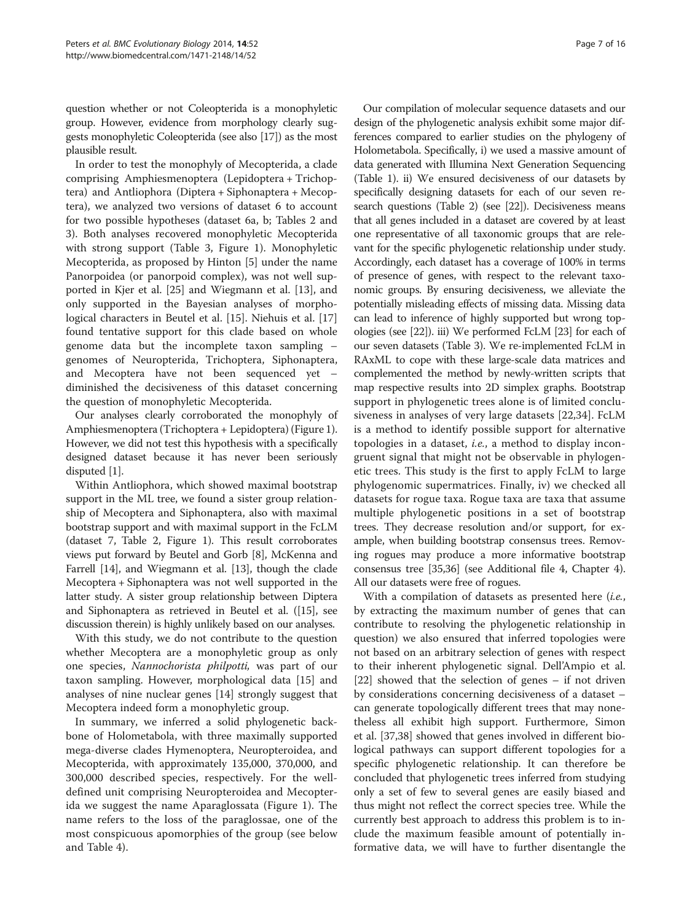question whether or not Coleopterida is a monophyletic group. However, evidence from morphology clearly suggests monophyletic Coleopterida (see also [17]) as the most plausible result.

In order to test the monophyly of Mecopterida, a clade comprising Amphiesmenoptera (Lepidoptera + Trichoptera) and Antliophora (Diptera + Siphonaptera + Mecoptera), we analyzed two versions of dataset 6 to account for two possible hypotheses (dataset 6a, b; Tables 2 and 3). Both analyses recovered monophyletic Mecopterida with strong support (Table 3, Figure 1). Monophyletic Mecopterida, as proposed by Hinton [5] under the name Panorpoidea (or panorpoid complex), was not well supported in Kjer et al. [25] and Wiegmann et al. [13], and only supported in the Bayesian analyses of morphological characters in Beutel et al. [15]. Niehuis et al. [17] found tentative support for this clade based on whole genome data but the incomplete taxon sampling – genomes of Neuropterida, Trichoptera, Siphonaptera, and Mecoptera have not been sequenced yet – diminished the decisiveness of this dataset concerning the question of monophyletic Mecopterida.

Our analyses clearly corroborated the monophyly of Amphiesmenoptera (Trichoptera + Lepidoptera) (Figure 1). However, we did not test this hypothesis with a specifically designed dataset because it has never been seriously disputed [1].

Within Antliophora, which showed maximal bootstrap support in the ML tree, we found a sister group relationship of Mecoptera and Siphonaptera, also with maximal bootstrap support and with maximal support in the FcLM (dataset 7, Table 2, Figure 1). This result corroborates views put forward by Beutel and Gorb [8], McKenna and Farrell [14], and Wiegmann et al. [13], though the clade Mecoptera + Siphonaptera was not well supported in the latter study. A sister group relationship between Diptera and Siphonaptera as retrieved in Beutel et al. ([15], see discussion therein) is highly unlikely based on our analyses.

With this study, we do not contribute to the question whether Mecoptera are a monophyletic group as only one species, *Nannochorista philpotti*, was part of our taxon sampling. However, morphological data [15] and analyses of nine nuclear genes [14] strongly suggest that Mecoptera indeed form a monophyletic group.

In summary, we inferred a solid phylogenetic backbone of Holometabola, with three maximally supported mega-diverse clades Hymenoptera, Neuropteroidea, and Mecopterida, with approximately 135,000, 370,000, and 300,000 described species, respectively. For the well-defined unit comprising Neuropteroidea and Mecopterida we suggest the name Aparaglossata (Figure 1). The name refers to the loss of the paraglossae, one of the most conspicuous apomorphies of the group (see below and Table 4).

Our compilation of molecular sequence datasets and our design of the phylogenetic analysis exhibit some major differences compared to earlier studies on the phylogeny of Holometabola. Specifically, i) we used a massive amount of data generated with Illumina Next Generation Sequencing (Table 1). ii) We ensured decisiveness of our datasets by specifically designing datasets for each of our seven research questions (Table 2) (see [22]). Decisiveness means that all genes included in a dataset are covered by at least one representative of all taxonomic groups that are relevant for the specific phylogenetic relationship under study. Accordingly, each dataset has a coverage of 100% in terms of presence of genes, with respect to the relevant taxonomic groups. By ensuring decisiveness, we alleviate the potentially misleading effects of missing data. Missing data can lead to inference of highly supported but wrong topologies (see [22]). iii) We performed FcLM [23] for each of our seven datasets (Table 3). We re-implemented FcLM in RAxML to cope with these large-scale data matrices and complemented the method by newly-written scripts that map respective results into 2D simplex graphs. Bootstrap support in phylogenetic trees alone is of limited conclusiveness in analyses of very large datasets [22,34]. FcLM is a method to identify possible support for alternative topologies in a dataset, *i.e.*, a method to display incongruent signal that might not be observable in phylogenetic trees. This study is the first to apply FcLM to large phylogenomic supermatrices. Finally, iv) we checked all datasets for rogue taxa. Rogue taxa are taxa that assume multiple phylogenetic positions in a set of bootstrap trees. They decrease resolution and/or support, for example, when building bootstrap consensus trees. Removing rogues may produce a more informative bootstrap consensus tree [35,36] (see Additional file 4, Chapter 4). All our datasets were free of rogues.

With a compilation of datasets as presented here (*i.e.*, by extracting the maximum number of genes that can contribute to resolving the phylogenetic relationship in question) we also ensured that inferred topologies were not based on an arbitrary selection of genes with respect to their inherent phylogenetic signal. Dell'Ampio et al. [22] showed that the selection of genes – if not driven by considerations concerning decisiveness of a dataset – can generate topologically different trees that may nonetheless all exhibit high support. Furthermore, Simon et al. [37,38] showed that genes involved in different biological pathways can support different topologies for a specific phylogenetic relationship. It can therefore be concluded that phylogenetic trees inferred from studying only a set of few to several genes are easily biased and thus might not reflect the correct species tree. While the currently best approach to address this problem is to include the maximum feasible amount of potentially informative data, we will have to further disentangle the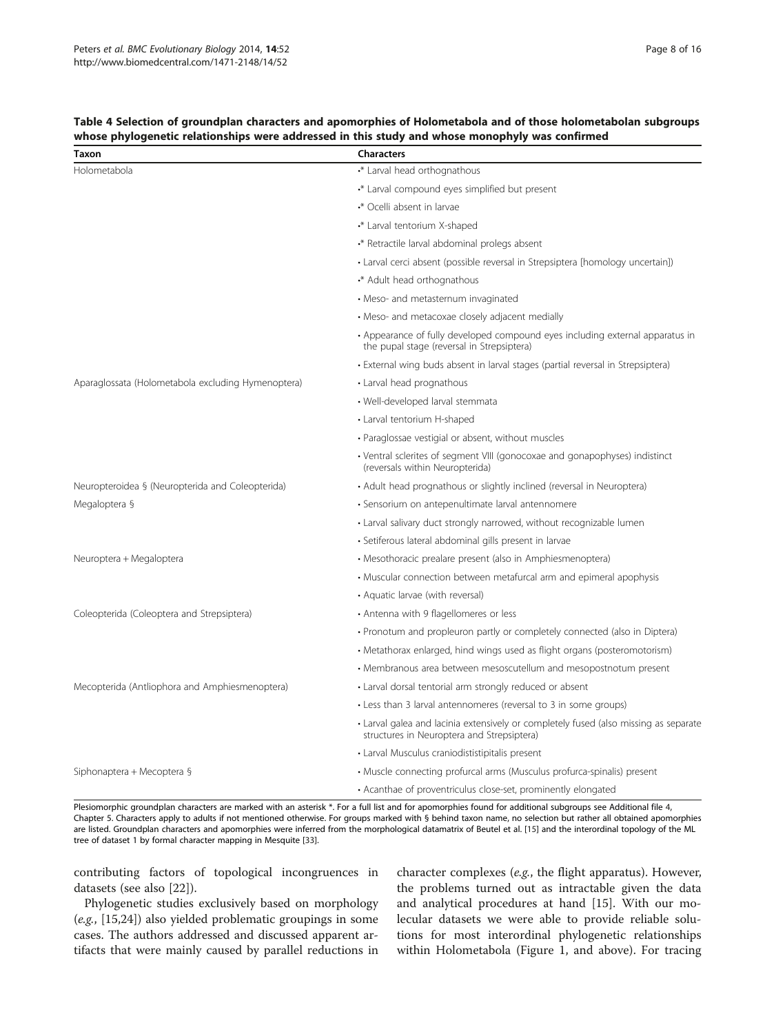**Table 4 Selection of groundplan characters and apomorphies of Holometabola and of those holometabolan subgroups whose phylogenetic relationships were addressed in this study and whose monophyly was confirmed**

| Taxon | Characters |
|---|---|
| Holometabola | •* Larval head orthognathous |
| | •* Larval compound eyes simplified but present |
| | •* Ocelli absent in larvae |
| | •* Larval tentorium X-shaped |
| | •* Retractile larval abdominal prolegs absent |
| | • Larval cerci absent (possible reversal in Strepsiptera [homology uncertain]) |
| | •* Adult head orthognathous |
| | • Meso- and metasternum invaginated |
| | • Meso- and metacoxae closely adjacent medially |
| | • Appearance of fully developed compound eyes including external apparatus in the pupal stage (reversal in Strepsiptera) |
| | • External wing buds absent in larval stages (partial reversal in Strepsiptera) |
| Aparaglossata (Holometabola excluding Hymenoptera) | • Larval head prognathous |
| | • Well-developed larval stemmata |
| | • Larval tentorium H-shaped |
| | • Paraglossae vestigial or absent, without muscles |
| | • Ventral sclerites of segment VIII (gonocoxae and gonapophyses) indistinct (reversals within Neuropterida) |
| Neuropteroidea § (Neuropterida and Coleopterida) | • Adult head prognathous or slightly inclined (reversal in Neuroptera) |
| Megaloptera § | • Sensorium on antepenultimate larval antennomere |
| | • Larval salivary duct strongly narrowed, without recognizable lumen |
| | • Setiferous lateral abdominal gills present in larvae |
| Neuroptera + Megaloptera | • Mesothoracic prealare present (also in Amphiesmenoptera) |
| | • Muscular connection between metafurcal arm and epimeral apophysis |
| | • Aquatic larvae (with reversal) |
| Coleopterida (Coleoptera and Strepsiptera) | • Antenna with 9 flagellomeres or less |
| | • Pronotum and propleuron partly or completely connected (also in Diptera) |
| | • Metathorax enlarged, hind wings used as flight organs (posteromotorism) |
| | • Membranous area between mesoscutellum and mesopostnotum present |
| Mecopterida (Antliophora and Amphiesmenoptera) | • Larval dorsal tentorial arm strongly reduced or absent |
| | • Less than 3 larval antennomeres (reversal to 3 in some groups) |
| | • Larval galea and lacinia extensively or completely fused (also missing as separate structures in Neuroptera and Strepsiptera) |
| | • Larval Musculus craniodististipitalis present |
| Siphonaptera + Mecoptera § | • Muscle connecting profurcal arms (Musculus profurca-spinalis) present |
| | • Acanthae of proventriculus close-set, prominently elongated |

Plesiomorphic groundplan characters are marked with an asterisk *. For a full list and for apomorphies found for additional subgroups see Additional file 4, Chapter 5. Characters apply to adults if not mentioned otherwise. For groups marked with § behind taxon name, no selection but rather all obtained apomorphies are listed. Groundplan characters and apomorphies were inferred from the morphological datamatrix of Beutel et al. [15] and the interordinal topology of the ML tree of dataset 1 by formal character mapping in Mesquite [33].

contributing factors of topological incongruences in datasets (see also [22]).

Phylogenetic studies exclusively based on morphology (*e.g.*, [15,24]) also yielded problematic groupings in some cases. The authors addressed and discussed apparent artifacts that were mainly caused by parallel reductions in character complexes (*e.g.*, the flight apparatus). However, the problems turned out as intractable given the data and analytical procedures at hand [15]. With our molecular datasets we were able to provide reliable solutions for most interordinal phylogenetic relationships within Holometabola (Figure 1, and above). For tracing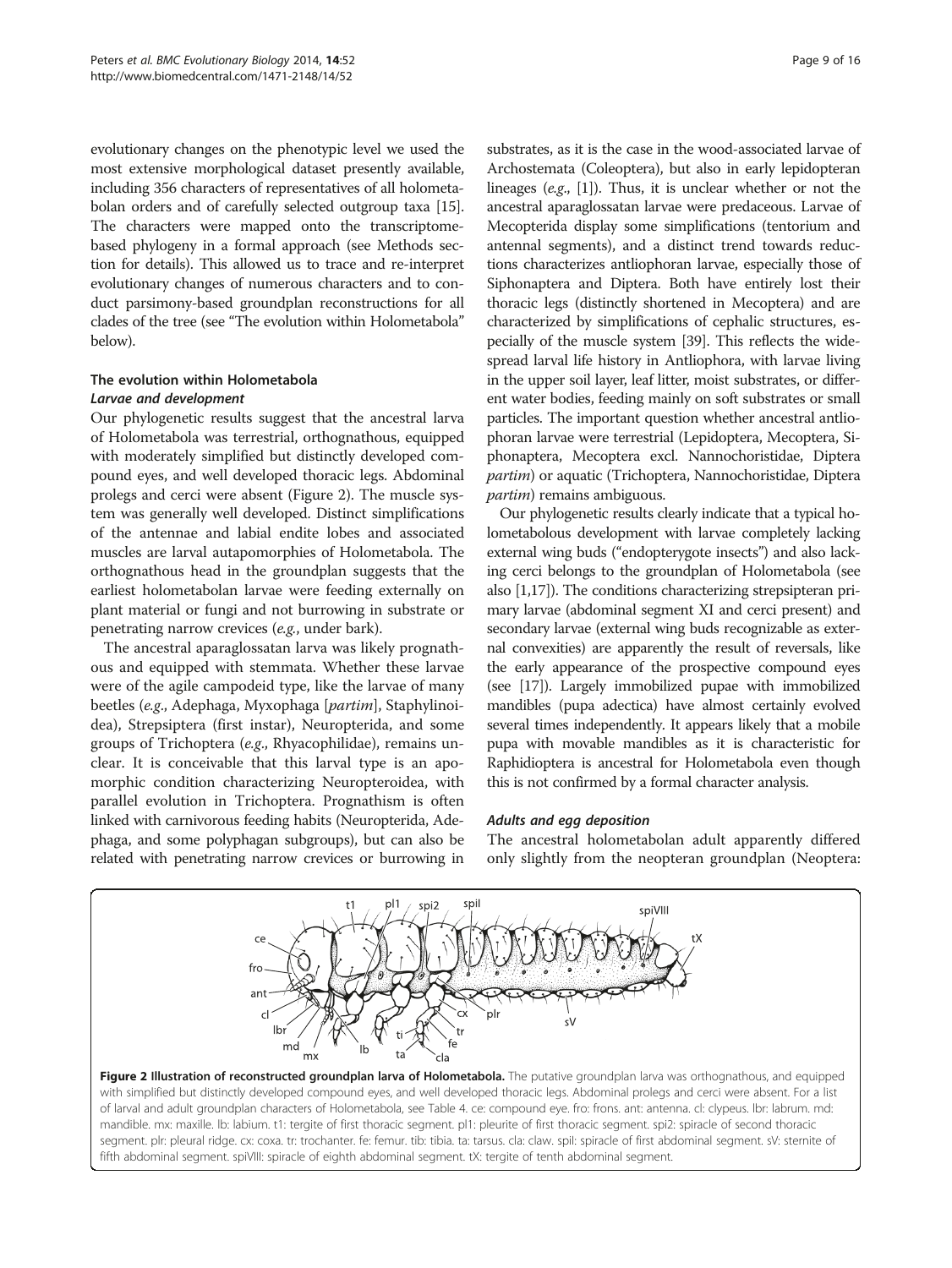evolutionary changes on the phenotypic level we used the most extensive morphological dataset presently available, including 356 characters of representatives of all holometabolan orders and of carefully selected outgroup taxa [15]. The characters were mapped onto the transcriptome-based phylogeny in a formal approach (see Methods section for details). This allowed us to trace and re-interpret evolutionary changes of numerous characters and to conduct parsimony-based groundplan reconstructions for all clades of the tree (see "The evolution within Holometabola" below).

## The evolution within Holometabola

### *Larvae and development*

Our phylogenetic results suggest that the ancestral larva of Holometabola was terrestrial, orthognathous, equipped with moderately simplified but distinctly developed compound eyes, and well developed thoracic legs. Abdominal prolegs and cerci were absent (Figure 2). The muscle system was generally well developed. Distinct simplifications of the antennae and labial endite lobes and associated muscles are larval autapomorphies of Holometabola. The orthognathous head in the groundplan suggests that the earliest holometabolan larvae were feeding externally on plant material or fungi and not burrowing in substrate or penetrating narrow crevices (*e.g.*, under bark).

The ancestral aparaglossatan larva was likely prognathous and equipped with stemmata. Whether these larvae were of the agile campodeid type, like the larvae of many beetles (*e.g.*, Adephaga, Myxophaga [*partim*], Staphylinoidea), Strepsiptera (first instar), Neuropterida, and some groups of Trichoptera (*e.g.*, Rhyacophilidae), remains unclear. It is conceivable that this larval type is an apomorphic condition characterizing Neuropteroidea, with parallel evolution in Trichoptera. Prognathism is often linked with carnivorous feeding habits (Neuropterida, Adephaga, and some polyphagan subgroups), but can also be related with penetrating narrow crevices or burrowing in substrates, as it is the case in the wood-associated larvae of Archostemata (Coleoptera), but also in early lepidopteran lineages (*e.g.*, [1]). Thus, it is unclear whether or not the ancestral aparaglossatan larvae were predaceous. Larvae of Mecopterida display some simplifications (tentorium and antennal segments), and a distinct trend towards reductions characterizes antliophoran larvae, especially those of Siphonaptera and Diptera. Both have entirely lost their thoracic legs (distinctly shortened in Mecoptera) and are characterized by simplifications of cephalic structures, especially of the muscle system [39]. This reflects the widespread larval life history in Antliophora, with larvae living in the upper soil layer, leaf litter, moist substrates, or different water bodies, feeding mainly on soft substrates or small particles. The important question whether ancestral antliophoran larvae were terrestrial (Lepidoptera, Mecoptera, Siphonaptera, Mecoptera excl. Nannochoristidae, Diptera *partim*) or aquatic (Trichoptera, Nannochoristidae, Diptera *partim*) remains ambiguous.

Our phylogenetic results clearly indicate that a typical holometabolous development with larvae completely lacking external wing buds ("endopterygote insects") and also lacking cerci belongs to the groundplan of Holometabola (see also [1,17]). The conditions characterizing strepsipteran primary larvae (abdominal segment XI and cerci present) and secondary larvae (external wing buds recognizable as external convexities) are apparently the result of reversals, like the early appearance of the prospective compound eyes (see [17]). Largely immobilized pupae with immobilized mandibles (pupa adectica) have almost certainly evolved several times independently. It appears likely that a mobile pupa with movable mandibles as it is characteristic for Raphidioptera is ancestral for Holometabola even though this is not confirmed by a formal character analysis.

### *Adults and egg deposition*

The ancestral holometabolan adult apparently differed only slightly from the neopteran groundplan (Neoptera:

t1 pl1 spi2 spiI spiVIII tX ce fro ant cl lbr md mx lb ti ta cla fe tr cx plr sV

**Figure 2 Illustration of reconstructed groundplan larva of Holometabola.** The putative groundplan larva was orthognathous, and equipped with simplified but distinctly developed compound eyes, and well developed thoracic legs. Abdominal prolegs and cerci were absent. For a list of larval and adult groundplan characters of Holometabola, see Table 4. ce: compound eye. fro: frons. ant: antenna. cl: clypeus. lbr: labrum. md: mandible. mx: maxille. lb: labium. t1: tergite of first thoracic segment. pl1: pleurite of first thoracic segment. spi2: spiracle of second thoracic segment. plr: pleural ridge. cx: coxa. tr: trochanter. fe: femur. tib: tibia. ta: tarsus. cla: claw. spil: spiracle of first abdominal segment. sV: sternite of fifth abdominal segment. spiVIII: spiracle of eighth abdominal segment. tX: tergite of tenth abdominal segment.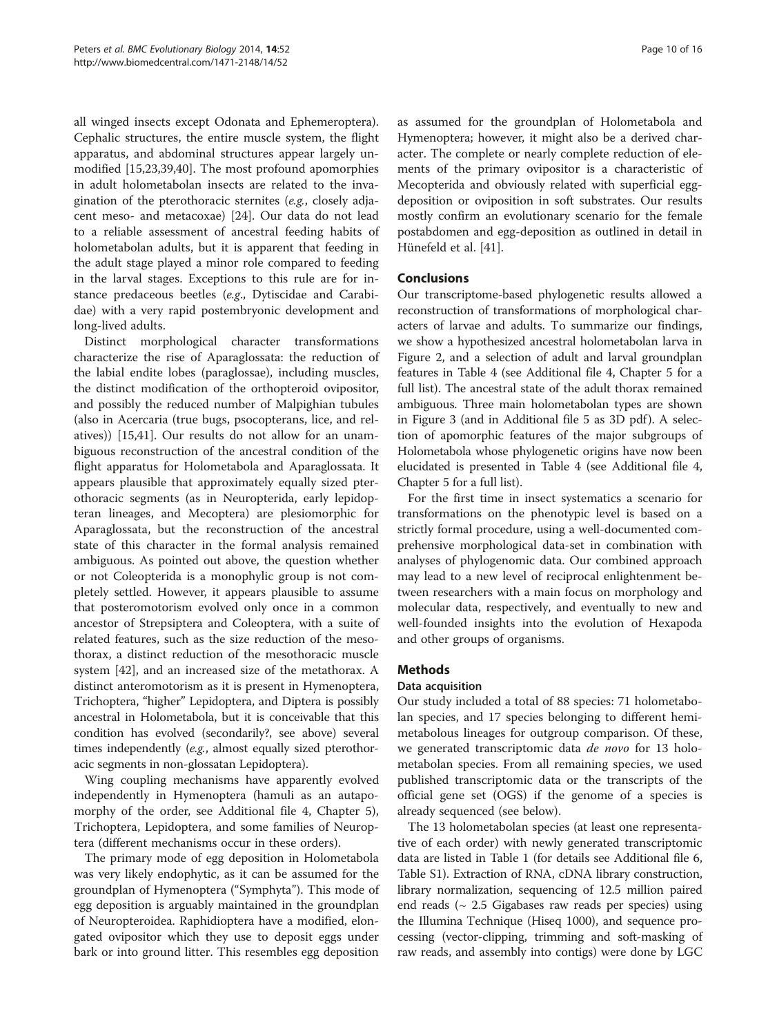all winged insects except Odonata and Ephemeroptera). Cephalic structures, the entire muscle system, the flight apparatus, and abdominal structures appear largely unmodified [15,23,39,40]. The most profound apomorphies in adult holometabolan insects are related to the invagination of the pterothoracic sternites (*e.g.*, closely adjacent meso- and metacoxae) [24]. Our data do not lead to a reliable assessment of ancestral feeding habits of holometabolan adults, but it is apparent that feeding in the adult stage played a minor role compared to feeding in the larval stages. Exceptions to this rule are for instance predaceous beetles (*e.g*., Dytiscidae and Carabidae) with a very rapid postembryonic development and long-lived adults.

Distinct morphological character transformations characterize the rise of Aparaglossata: the reduction of the labial endite lobes (paraglossae), including muscles, the distinct modification of the orthopteroid ovipositor, and possibly the reduced number of Malpighian tubules (also in Acercaria (true bugs, psocopterans, lice, and relatives)) [15,41]. Our results do not allow for an unambiguous reconstruction of the ancestral condition of the flight apparatus for Holometabola and Aparaglossata. It appears plausible that approximately equally sized pterothoracic segments (as in Neuropterida, early lepidopteran lineages, and Mecoptera) are plesiomorphic for Aparaglossata, but the reconstruction of the ancestral state of this character in the formal analysis remained ambiguous. As pointed out above, the question whether or not Coleopterida is a monophylic group is not completely settled. However, it appears plausible to assume that posteromotorism evolved only once in a common ancestor of Strepsiptera and Coleoptera, with a suite of related features, such as the size reduction of the mesothorax, a distinct reduction of the mesothoracic muscle system [42], and an increased size of the metathorax. A distinct anteromotorism as it is present in Hymenoptera, Trichoptera, "higher" Lepidoptera, and Diptera is possibly ancestral in Holometabola, but it is conceivable that this condition has evolved (secondarily?, see above) several times independently (*e.g.*, almost equally sized pterothoracic segments in non-glossatan Lepidoptera).

Wing coupling mechanisms have apparently evolved independently in Hymenoptera (hamuli as an autapomorphy of the order, see Additional file 4, Chapter 5), Trichoptera, Lepidoptera, and some families of Neuroptera (different mechanisms occur in these orders).

The primary mode of egg deposition in Holometabola was very likely endophytic, as it can be assumed for the groundplan of Hymenoptera ("Symphyta"). This mode of egg deposition is arguably maintained in the groundplan of Neuropteroidea. Raphidioptera have a modified, elongated ovipositor which they use to deposit eggs under bark or into ground litter. This resembles egg deposition as assumed for the groundplan of Holometabola and Hymenoptera; however, it might also be a derived character. The complete or nearly complete reduction of elements of the primary ovipositor is a characteristic of Mecopterida and obviously related with superficial egg-deposition or oviposition in soft substrates. Our results mostly confirm an evolutionary scenario for the female postabdomen and egg-deposition as outlined in detail in Hünefeld et al. [41].

## Conclusions

Our transcriptome-based phylogenetic results allowed a reconstruction of transformations of morphological characters of larvae and adults. To summarize our findings, we show a hypothesized ancestral holometabolan larva in Figure 2, and a selection of adult and larval groundplan features in Table 4 (see Additional file 4, Chapter 5 for a full list). The ancestral state of the adult thorax remained ambiguous. Three main holometabolan types are shown in Figure 3 (and in Additional file 5 as 3D pdf). A selection of apomorphic features of the major subgroups of Holometabola whose phylogenetic origins have now been elucidated is presented in Table 4 (see Additional file 4, Chapter 5 for a full list).

For the first time in insect systematics a scenario for transformations on the phenotypic level is based on a strictly formal procedure, using a well-documented comprehensive morphological data-set in combination with analyses of phylogenomic data. Our combined approach may lead to a new level of reciprocal enlightenment between researchers with a main focus on morphology and molecular data, respectively, and eventually to new and well-founded insights into the evolution of Hexapoda and other groups of organisms.

## Methods

### Data acquisition

Our study included a total of 88 species: 71 holometabolan species, and 17 species belonging to different hemimetabolous lineages for outgroup comparison. Of these, we generated transcriptomic data *de novo* for 13 holometabolan species. From all remaining species, we used published transcriptomic data or the transcripts of the official gene set (OGS) if the genome of a species is already sequenced (see below).

The 13 holometabolan species (at least one representative of each order) with newly generated transcriptomic data are listed in Table 1 (for details see Additional file 6, Table S1). Extraction of RNA, cDNA library construction, library normalization, sequencing of 12.5 million paired end reads (~ 2.5 Gigabases raw reads per species) using the Illumina Technique (Hiseq 1000), and sequence processing (vector-clipping, trimming and soft-masking of raw reads, and assembly into contigs) were done by LGC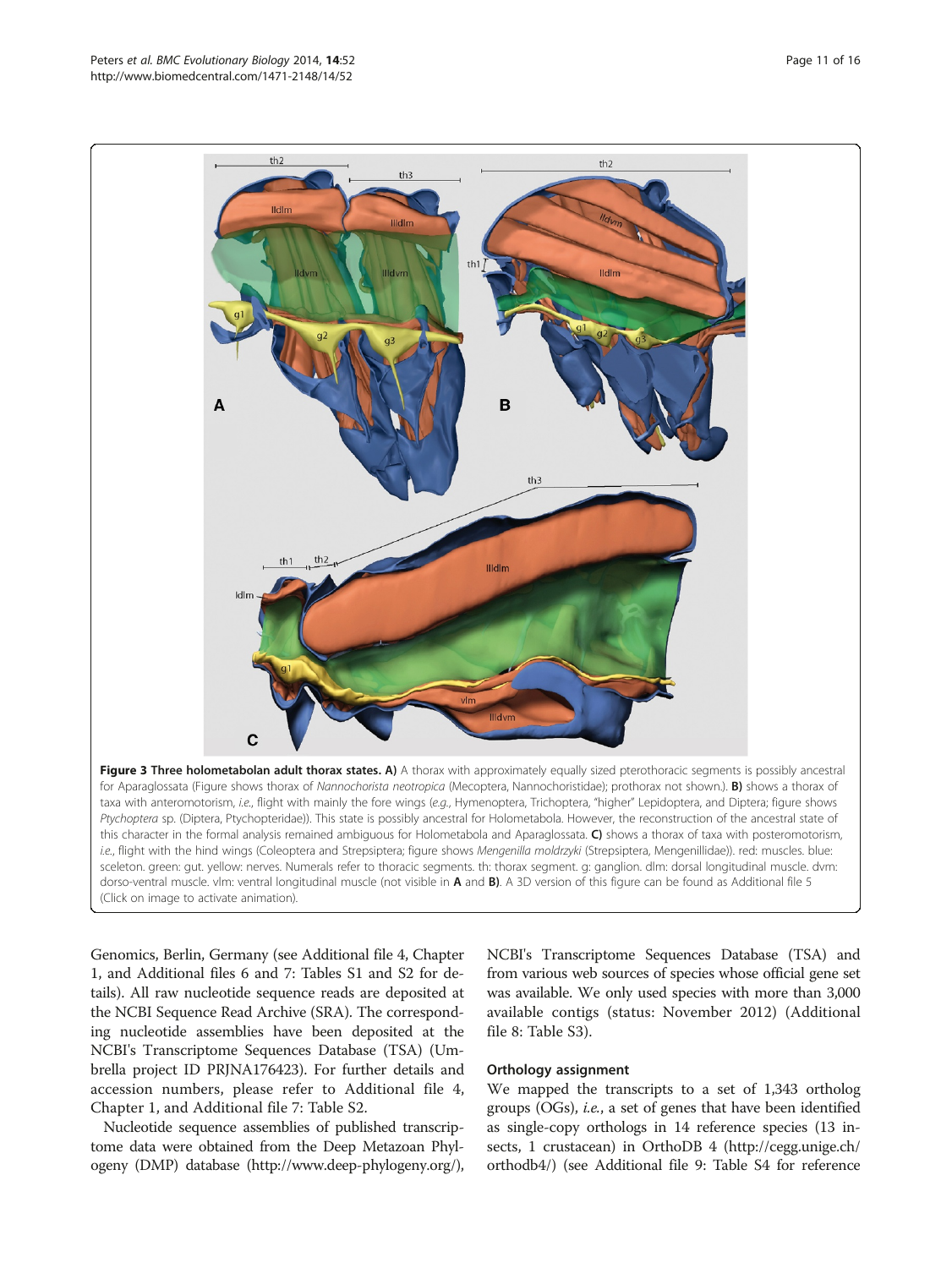**Figure 3 Three holometabolan adult thorax states. A)** A thorax with approximately equally sized pterothoracic segments is possibly ancestral for Aparaglossata (Figure shows thorax of *Nannochorista neotropica* (Mecoptera, Nannochoristidae); prothorax not shown.). **B)** shows a thorax of taxa with anteromotorism, *i.e.*, flight with mainly the fore wings (*e.g.*, Hymenoptera, Trichoptera, "higher" Lepidoptera, and Diptera; figure shows *Ptychoptera* sp. (Diptera, Ptychopteridae)). This state is possibly ancestral for Holometabola. However, the reconstruction of the ancestral state of this character in the formal analysis remained ambiguous for Holometabola and Aparaglossata. **C)** shows a thorax of taxa with posteromotorism, *i.e.*, flight with the hind wings (Coleoptera and Strepsiptera; figure shows *Mengenilla moldrzyki* (Strepsiptera, Mengenillidae)). red: muscles. blue: sceleton. green: gut. yellow: nerves. Numerals refer to thoracic segments. th: thorax segment. g: ganglion. dlm: dorsal longitudinal muscle. dvm: dorso-ventral muscle. vlm: ventral longitudinal muscle (not visible in **A** and **B**). A 3D version of this figure can be found as Additional file 5 (Click on image to activate animation).

Genomics, Berlin, Germany (see Additional file 4, Chapter 1, and Additional files 6 and 7: Tables S1 and S2 for details). All raw nucleotide sequence reads are deposited at the NCBI Sequence Read Archive (SRA). The corresponding nucleotide assemblies have been deposited at the NCBI's Transcriptome Sequences Database (TSA) (Umbrella project ID PRJNA176423). For further details and accession numbers, please refer to Additional file 4, Chapter 1, and Additional file 7: Table S2.

Nucleotide sequence assemblies of published transcriptome data were obtained from the Deep Metazoan Phylogeny (DMP) database (http://www.deep-phylogeny.org/), NCBI's Transcriptome Sequences Database (TSA) and from various web sources of species whose official gene set was available. We only used species with more than 3,000 available contigs (status: November 2012) (Additional file 8: Table S3).

### Orthology assignment

We mapped the transcripts to a set of 1,343 ortholog groups (OGs), *i.e.*, a set of genes that have been identified as single-copy orthologs in 14 reference species (13 insects, 1 crustacean) in OrthoDB 4 (http://cegg.unige.ch/orthodb4/) (see Additional file 9: Table S4 for reference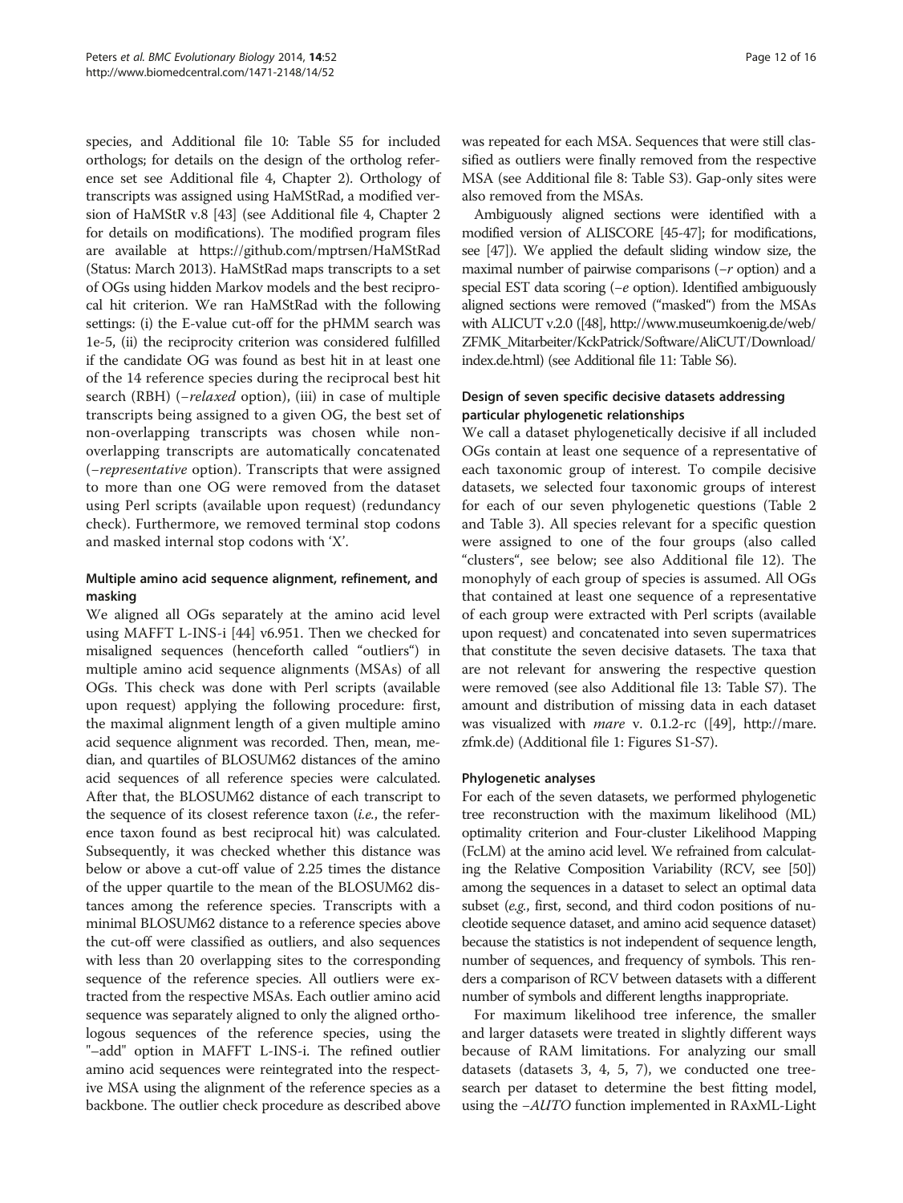species, and Additional file 10: Table S5 for included orthologs; for details on the design of the ortholog reference set see Additional file 4, Chapter 2). Orthology of transcripts was assigned using HaMStRad, a modified version of HaMStR v.8 [43] (see Additional file 4, Chapter 2 for details on modifications). The modified program files are available at https://github.com/mptrsen/HaMStRad (Status: March 2013). HaMStRad maps transcripts to a set of OGs using hidden Markov models and the best reciprocal hit criterion. We ran HaMStRad with the following settings: (i) the E-value cut-off for the pHMM search was 1e-5, (ii) the reciprocity criterion was considered fulfilled if the candidate OG was found as best hit in at least one of the 14 reference species during the reciprocal best hit search (RBH) (*–relaxed* option), (iii) in case of multiple transcripts being assigned to a given OG, the best set of non-overlapping transcripts was chosen while non-overlapping transcripts are automatically concatenated (*–representative* option). Transcripts that were assigned to more than one OG were removed from the dataset using Perl scripts (available upon request) (redundancy check). Furthermore, we removed terminal stop codons and masked internal stop codons with 'X'.

### Multiple amino acid sequence alignment, refinement, and masking

We aligned all OGs separately at the amino acid level using MAFFT L-INS-i [44] v6.951. Then we checked for misaligned sequences (henceforth called "outliers") in multiple amino acid sequence alignments (MSAs) of all OGs. This check was done with Perl scripts (available upon request) applying the following procedure: first, the maximal alignment length of a given multiple amino acid sequence alignment was recorded. Then, mean, median, and quartiles of BLOSUM62 distances of the amino acid sequences of all reference species were calculated. After that, the BLOSUM62 distance of each transcript to the sequence of its closest reference taxon (*i.e.*, the reference taxon found as best reciprocal hit) was calculated. Subsequently, it was checked whether this distance was below or above a cut-off value of 2.25 times the distance of the upper quartile to the mean of the BLOSUM62 distances among the reference species. Transcripts with a minimal BLOSUM62 distance to a reference species above the cut-off were classified as outliers, and also sequences with less than 20 overlapping sites to the corresponding sequence of the reference species. All outliers were extracted from the respective MSAs. Each outlier amino acid sequence was separately aligned to only the aligned orthologous sequences of the reference species, using the "–add" option in MAFFT L-INS-i. The refined outlier amino acid sequences were reintegrated into the respective MSA using the alignment of the reference species as a backbone. The outlier check procedure as described above was repeated for each MSA. Sequences that were still classified as outliers were finally removed from the respective MSA (see Additional file 8: Table S3). Gap-only sites were also removed from the MSAs.

Ambiguously aligned sections were identified with a modified version of ALISCORE [45-47]; for modifications, see [47]). We applied the default sliding window size, the maximal number of pairwise comparisons (*–r* option) and a special EST data scoring (*–e* option). Identified ambiguously aligned sections were removed ("masked") from the MSAs with ALICUT v.2.0 ([48], http://www.museumkoenig.de/web/ZFMK_Mitarbeiter/KckPatrick/Software/AliCUT/Download/index.de.html) (see Additional file 11: Table S6).

### Design of seven specific decisive datasets addressing particular phylogenetic relationships

We call a dataset phylogenetically decisive if all included OGs contain at least one sequence of a representative of each taxonomic group of interest. To compile decisive datasets, we selected four taxonomic groups of interest for each of our seven phylogenetic questions (Table 2 and Table 3). All species relevant for a specific question were assigned to one of the four groups (also called "clusters", see below; see also Additional file 12). The monophyly of each group of species is assumed. All OGs that contained at least one sequence of a representative of each group were extracted with Perl scripts (available upon request) and concatenated into seven supermatrices that constitute the seven decisive datasets. The taxa that are not relevant for answering the respective question were removed (see also Additional file 13: Table S7). The amount and distribution of missing data in each dataset was visualized with *mare* v. 0.1.2-rc ([49], http://mare.zfmk.de) (Additional file 1: Figures S1-S7).

### Phylogenetic analyses

For each of the seven datasets, we performed phylogenetic tree reconstruction with the maximum likelihood (ML) optimality criterion and Four-cluster Likelihood Mapping (FcLM) at the amino acid level. We refrained from calculating the Relative Composition Variability (RCV, see [50]) among the sequences in a dataset to select an optimal data subset (*e.g.*, first, second, and third codon positions of nucleotide sequence dataset, and amino acid sequence dataset) because the statistics is not independent of sequence length, number of sequences, and frequency of symbols. This renders a comparison of RCV between datasets with a different number of symbols and different lengths inappropriate.

For maximum likelihood tree inference, the smaller and larger datasets were treated in slightly different ways because of RAM limitations. For analyzing our small datasets (datasets 3, 4, 5, 7), we conducted one tree-search per dataset to determine the best fitting model, using the *–AUTO* function implemented in RAxML-Light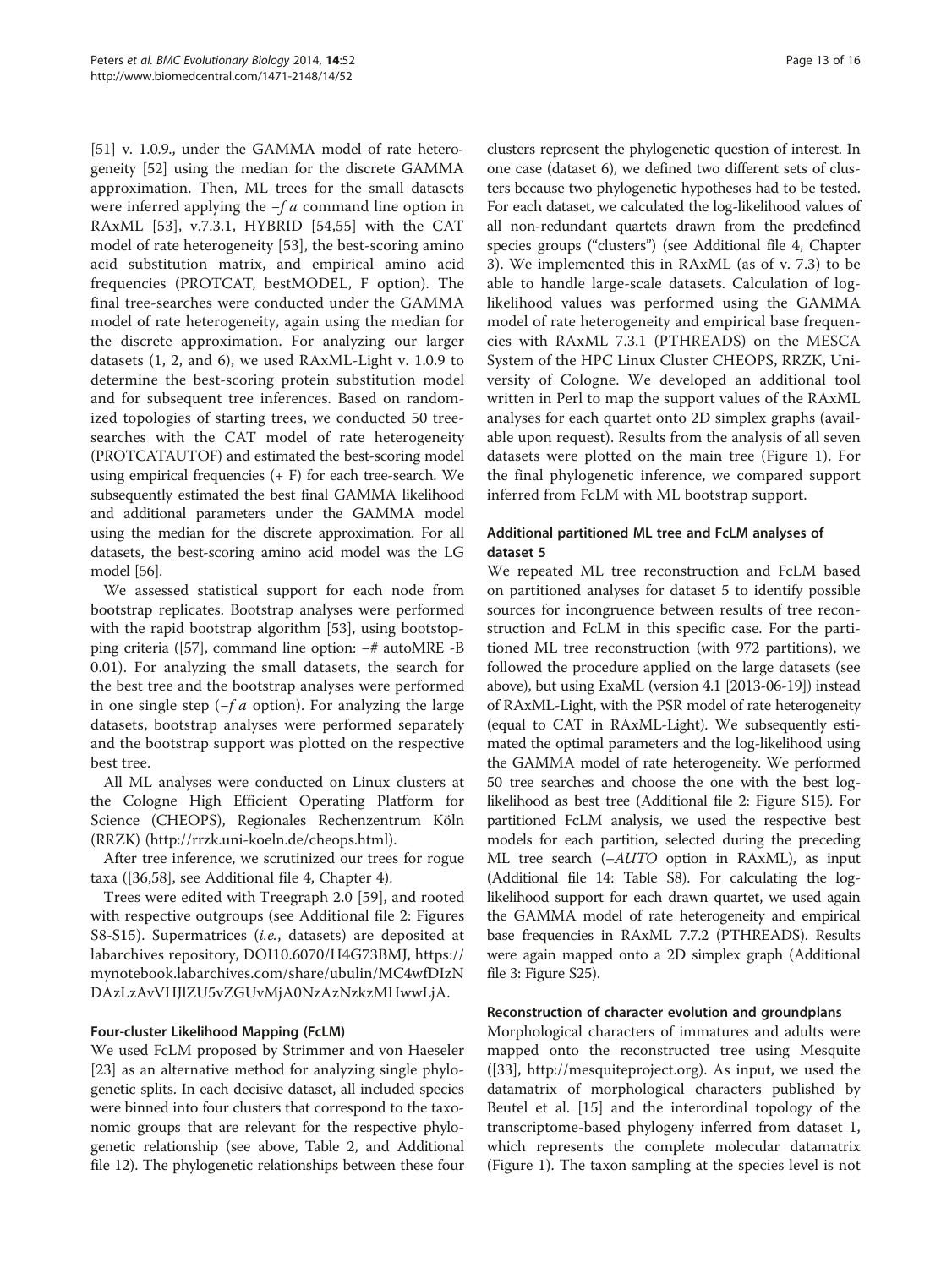[51] v. 1.0.9., under the GAMMA model of rate heterogeneity [52] using the median for the discrete GAMMA approximation. Then, ML trees for the small datasets were inferred applying the *–f a* command line option in RAxML [53], v.7.3.1, HYBRID [54,55] with the CAT model of rate heterogeneity [53], the best-scoring amino acid substitution matrix, and empirical amino acid frequencies (PROTCAT, bestMODEL, F option). The final tree-searches were conducted under the GAMMA model of rate heterogeneity, again using the median for the discrete approximation. For analyzing our larger datasets (1, 2, and 6), we used RAxML-Light v. 1.0.9 to determine the best-scoring protein substitution model and for subsequent tree inferences. Based on randomized topologies of starting trees, we conducted 50 tree-searches with the CAT model of rate heterogeneity (PROTCATAUTOF) and estimated the best-scoring model using empirical frequencies (+ F) for each tree-search. We subsequently estimated the best final GAMMA likelihood and additional parameters under the GAMMA model using the median for the discrete approximation. For all datasets, the best-scoring amino acid model was the LG model [56].

We assessed statistical support for each node from bootstrap replicates. Bootstrap analyses were performed with the rapid bootstrap algorithm [53], using bootstopping criteria ([57], command line option: –# autoMRE -B 0.01). For analyzing the small datasets, the search for the best tree and the bootstrap analyses were performed in one single step (*–f a* option). For analyzing the large datasets, bootstrap analyses were performed separately and the bootstrap support was plotted on the respective best tree.

All ML analyses were conducted on Linux clusters at the Cologne High Efficient Operating Platform for Science (CHEOPS), Regionales Rechenzentrum Köln (RRZK) (http://rrzk.uni-koeln.de/cheops.html).

After tree inference, we scrutinized our trees for rogue taxa ([36,58], see Additional file 4, Chapter 4).

Trees were edited with Treegraph 2.0 [59], and rooted with respective outgroups (see Additional file 2: Figures S8-S15). Supermatrices (*i.e.*, datasets) are deposited at labarchives repository, DOI10.6070/H4G73BMJ, https://mynotebook.labarchives.com/share/ubulin/MC4wfDIzNDAzLzAvVHJlZU5vZGUvMjA0NzAzNzkzMHwwLjA.

#### Four-cluster Likelihood Mapping (FcLM)

We used FcLM proposed by Strimmer and von Haeseler [23] as an alternative method for analyzing single phylogenetic splits. In each decisive dataset, all included species were binned into four clusters that correspond to the taxonomic groups that are relevant for the respective phylogenetic relationship (see above, Table 2, and Additional file 12). The phylogenetic relationships between these four clusters represent the phylogenetic question of interest. In one case (dataset 6), we defined two different sets of clusters because two phylogenetic hypotheses had to be tested. For each dataset, we calculated the log-likelihood values of all non-redundant quartets drawn from the predefined species groups ("clusters") (see Additional file 4, Chapter 3). We implemented this in RAxML (as of v. 7.3) to be able to handle large-scale datasets. Calculation of log-likelihood values was performed using the GAMMA model of rate heterogeneity and empirical base frequencies with RAxML 7.3.1 (PTHREADS) on the MESCA System of the HPC Linux Cluster CHEOPS, RRZK, University of Cologne. We developed an additional tool written in Perl to map the support values of the RAxML analyses for each quartet onto 2D simplex graphs (available upon request). Results from the analysis of all seven datasets were plotted on the main tree (Figure 1). For the final phylogenetic inference, we compared support inferred from FcLM with ML bootstrap support.

#### Additional partitioned ML tree and FcLM analyses of dataset 5

We repeated ML tree reconstruction and FcLM based on partitioned analyses for dataset 5 to identify possible sources for incongruence between results of tree reconstruction and FcLM in this specific case. For the partitioned ML tree reconstruction (with 972 partitions), we followed the procedure applied on the large datasets (see above), but using ExaML (version 4.1 [2013-06-19]) instead of RAxML-Light, with the PSR model of rate heterogeneity (equal to CAT in RAxML-Light). We subsequently estimated the optimal parameters and the log-likelihood using the GAMMA model of rate heterogeneity. We performed 50 tree searches and choose the one with the best log-likelihood as best tree (Additional file 2: Figure S15). For partitioned FcLM analysis, we used the respective best models for each partition, selected during the preceding ML tree search (*–AUTO* option in RAxML), as input (Additional file 14: Table S8). For calculating the log-likelihood support for each drawn quartet, we used again the GAMMA model of rate heterogeneity and empirical base frequencies in RAxML 7.7.2 (PTHREADS). Results were again mapped onto a 2D simplex graph (Additional file 3: Figure S25).

#### Reconstruction of character evolution and groundplans

Morphological characters of immatures and adults were mapped onto the reconstructed tree using Mesquite ([33], http://mesquiteproject.org). As input, we used the datamatrix of morphological characters published by Beutel et al. [15] and the interordinal topology of the transcriptome-based phylogeny inferred from dataset 1, which represents the complete molecular datamatrix (Figure 1). The taxon sampling at the species level is not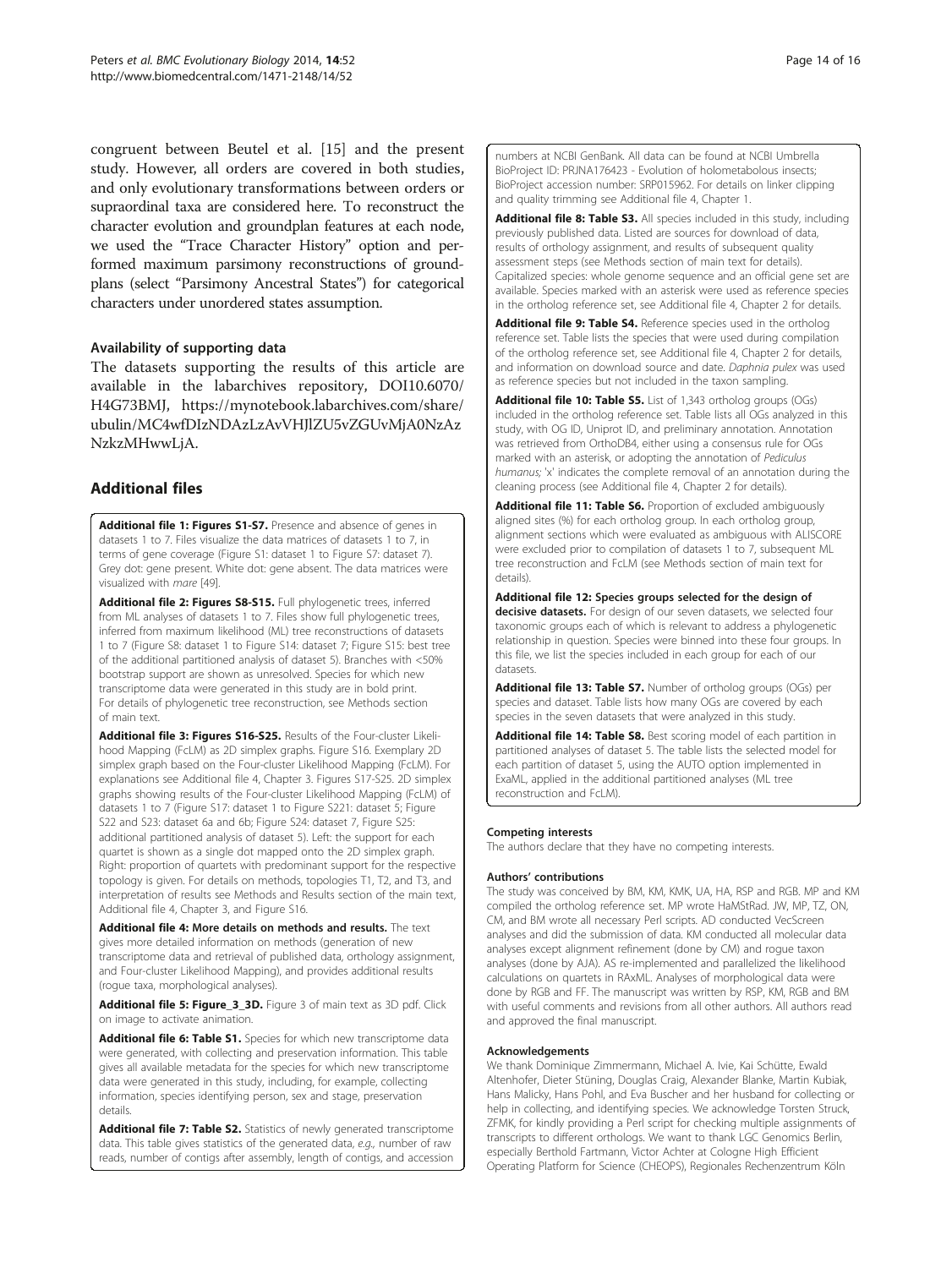congruent between Beutel et al. [15] and the present study. However, all orders are covered in both studies, and only evolutionary transformations between orders or supraordinal taxa are considered here. To reconstruct the character evolution and groundplan features at each node, we used the "Trace Character History" option and performed maximum parsimony reconstructions of groundplans (select "Parsimony Ancestral States") for categorical characters under unordered states assumption.

### Availability of supporting data

The datasets supporting the results of this article are available in the labarchives repository, DOI10.6070/H4G73BMJ, https://mynotebook.labarchives.com/share/ubulin/MC4wfDIzNDAzLzAvVHJlZU5vZGUvMjA0NzAzNzkzMHwwLjA.

## Additional files

**Additional file 1: Figures S1-S7.** Presence and absence of genes in datasets 1 to 7. Files visualize the data matrices of datasets 1 to 7, in terms of gene coverage (Figure S1: dataset 1 to Figure S7: dataset 7). Grey dot: gene present. White dot: gene absent. The data matrices were visualized with *mare* [49].

**Additional file 2: Figures S8-S15.** Full phylogenetic trees, inferred from ML analyses of datasets 1 to 7. Files show full phylogenetic trees, inferred from maximum likelihood (ML) tree reconstructions of datasets 1 to 7 (Figure S8: dataset 1 to Figure S14: dataset 7; Figure S15: best tree of the additional partitioned analysis of dataset 5). Branches with <50% bootstrap support are shown as unresolved. Species for which new transcriptome data were generated in this study are in bold print. For details of phylogenetic tree reconstruction, see Methods section of main text.

**Additional file 3: Figures S16-S25.** Results of the Four-cluster Likelihood Mapping (FcLM) as 2D simplex graphs. Figure S16. Exemplary 2D simplex graph based on the Four-cluster Likelihood Mapping (FcLM). For explanations see Additional file 4, Chapter 3. Figures S17-S25. 2D simplex graphs showing results of the Four-cluster Likelihood Mapping (FcLM) of datasets 1 to 7 (Figure S17: dataset 1 to Figure S221: dataset 5; Figure S22 and S23: dataset 6a and 6b; Figure S24: dataset 7, Figure S25: additional partitioned analysis of dataset 5). Left: the support for each quartet is shown as a single dot mapped onto the 2D simplex graph. Right: proportion of quartets with predominant support for the respective topology is given. For details on methods, topologies T1, T2, and T3, and interpretation of results see Methods and Results section of the main text, Additional file 4, Chapter 3, and Figure S16.

**Additional file 4: More details on methods and results.** The text gives more detailed information on methods (generation of new transcriptome data and retrieval of published data, orthology assignment, and Four-cluster Likelihood Mapping), and provides additional results (rogue taxa, morphological analyses).

**Additional file 5: Figure_3_3D.** Figure 3 of main text as 3D pdf. Click on image to activate animation.

**Additional file 6: Table S1.** Species for which new transcriptome data were generated, with collecting and preservation information. This table gives all available metadata for the species for which new transcriptome data were generated in this study, including, for example, collecting information, species identifying person, sex and stage, preservation details.

**Additional file 7: Table S2.** Statistics of newly generated transcriptome data. This table gives statistics of the generated data, *e.g.,* number of raw reads, number of contigs after assembly, length of contigs, and accession numbers at NCBI GenBank. All data can be found at NCBI Umbrella BioProject ID: PRJNA176423 - Evolution of holometabolous insects; BioProject accession number: SRP015962. For details on linker clipping and quality trimming see Additional file 4, Chapter 1.

**Additional file 8: Table S3.** All species included in this study, including previously published data. Listed are sources for download of data, results of orthology assignment, and results of subsequent quality assessment steps (see Methods section of main text for details). Capitalized species: whole genome sequence and an official gene set are available. Species marked with an asterisk were used as reference species in the ortholog reference set, see Additional file 4, Chapter 2 for details.

**Additional file 9: Table S4.** Reference species used in the ortholog reference set. Table lists the species that were used during compilation of the ortholog reference set, see Additional file 4, Chapter 2 for details, and information on download source and date. *Daphnia pulex* was used as reference species but not included in the taxon sampling.

**Additional file 10: Table S5.** List of 1,343 ortholog groups (OGs) included in the ortholog reference set. Table lists all OGs analyzed in this study, with OG ID, Uniprot ID, and preliminary annotation. Annotation was retrieved from OrthoDB4, either using a consensus rule for OGs marked with an asterisk, or adopting the annotation of *Pediculus humanus;* 'x' indicates the complete removal of an annotation during the cleaning process (see Additional file 4, Chapter 2 for details).

**Additional file 11: Table S6.** Proportion of excluded ambiguously aligned sites (%) for each ortholog group. In each ortholog group, alignment sections which were evaluated as ambiguous with ALISCORE were excluded prior to compilation of datasets 1 to 7, subsequent ML tree reconstruction and FcLM (see Methods section of main text for details).

**Additional file 12: Species groups selected for the design of decisive datasets.** For design of our seven datasets, we selected four taxonomic groups each of which is relevant to address a phylogenetic relationship in question. Species were binned into these four groups. In this file, we list the species included in each group for each of our datasets.

**Additional file 13: Table S7.** Number of ortholog groups (OGs) per species and dataset. Table lists how many OGs are covered by each species in the seven datasets that were analyzed in this study.

**Additional file 14: Table S8.** Best scoring model of each partition in partitioned analyses of dataset 5. The table lists the selected model for each partition of dataset 5, using the AUTO option implemented in ExaML, applied in the additional partitioned analyses (ML tree reconstruction and FcLM).

#### Competing interests
The authors declare that they have no competing interests.

#### Authors' contributions
The study was conceived by BM, KM, KMK, UA, HA, RSP and RGB. MP and KM compiled the ortholog reference set. MP wrote HaMStRad. JW, MP, TZ, ON, CM, and BM wrote all necessary Perl scripts. AD conducted VecScreen analyses and did the submission of data. KM conducted all molecular data analyses except alignment refinement (done by CM) and rogue taxon analyses (done by AJA). AS re-implemented and parallelized the likelihood calculations on quartets in RAxML. Analyses of morphological data were done by RGB and FF. The manuscript was written by RSP, KM, RGB and BM with useful comments and revisions from all other authors. All authors read and approved the final manuscript.

#### Acknowledgements
We thank Dominique Zimmermann, Michael A. Ivie, Kai Schütte, Ewald Altenhofer, Dieter Stüning, Douglas Craig, Alexander Blanke, Martin Kubiak, Hans Malicky, Hans Pohl, and Eva Buscher and her husband for collecting or help in collecting, and identifying species. We acknowledge Torsten Struck, ZFMK, for kindly providing a Perl script for checking multiple assignments of transcripts to different orthologs. We want to thank LGC Genomics Berlin, especially Berthold Fartmann, Victor Achter at Cologne High Efficient Operating Platform for Science (CHEOPS), Regionales Rechenzentrum Köln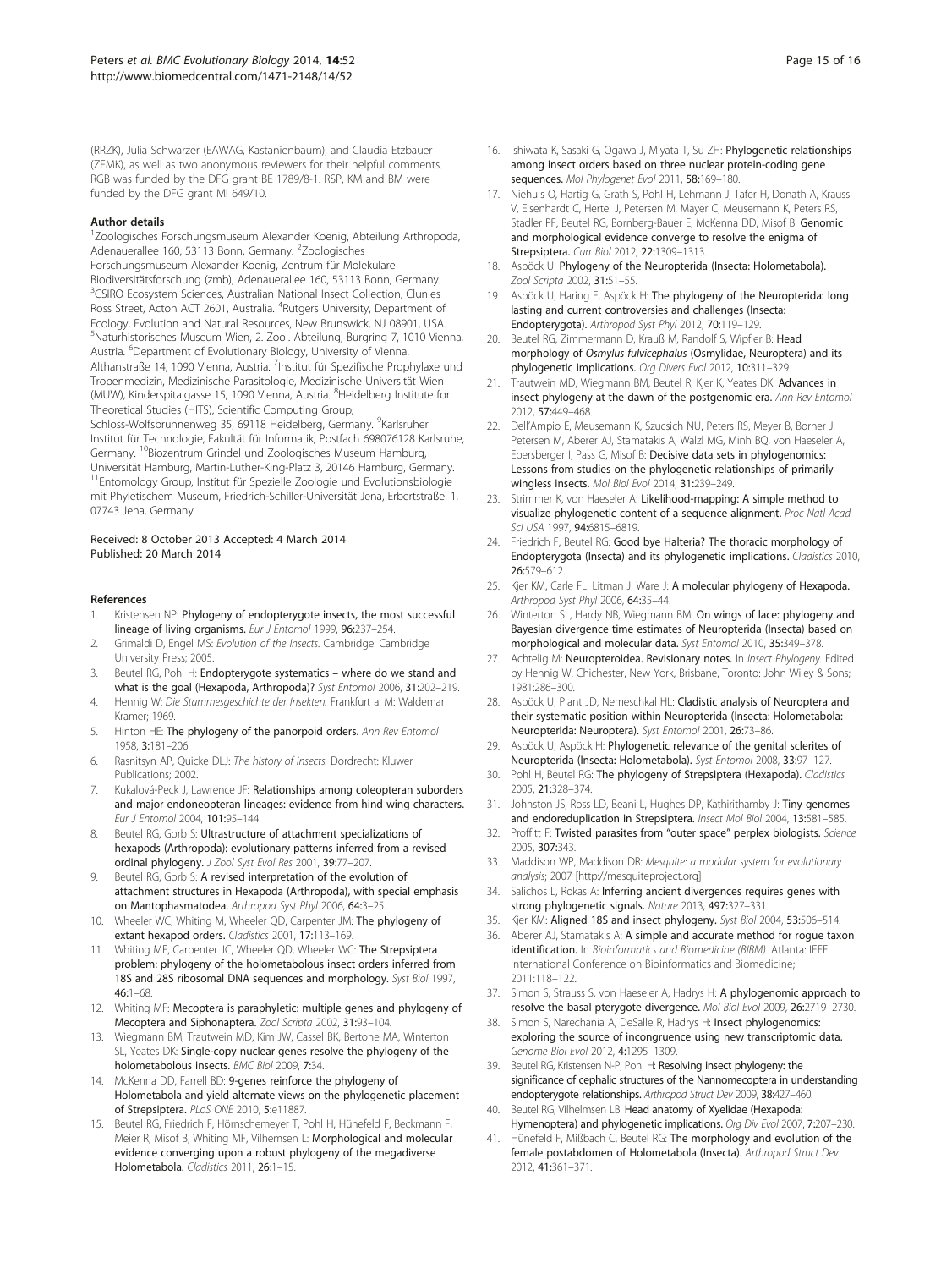(RRZK), Julia Schwarzer (EAWAG, Kastanienbaum), and Claudia Etzbauer (ZFMK), as well as two anonymous reviewers for their helpful comments. RGB was funded by the DFG grant BE 1789/8-1. RSP, KM and BM were funded by the DFG grant MI 649/10.

#### Author details

[1]Zoologisches Forschungsmuseum Alexander Koenig, Abteilung Arthropoda, Adenauerallee 160, 53113 Bonn, Germany. [2]Zoologisches Forschungsmuseum Alexander Koenig, Zentrum für Molekulare Biodiversitätsforschung (zmb), Adenauerallee 160, 53113 Bonn, Germany. [3]CSIRO Ecosystem Sciences, Australian National Insect Collection, Clunies Ross Street, Acton ACT 2601, Australia. [4]Rutgers University, Department of Ecology, Evolution and Natural Resources, New Brunswick, NJ 08901, USA. [5]Naturhistorisches Museum Wien, 2. Zool. Abteilung, Burgring 7, 1010 Vienna, Austria. [6]Department of Evolutionary Biology, University of Vienna, Althanstraße 14, 1090 Vienna, Austria. [7]Institut für Spezifische Prophylaxe und Tropenmedizin, Medizinische Parasitologie, Medizinische Universität Wien (MUW), Kinderspitalgasse 15, 1090 Vienna, Austria. [8]Heidelberg Institute for Theoretical Studies (HITS), Scientific Computing Group, Schloss-Wolfsbrunnenweg 35, 69118 Heidelberg, Germany. [9]Karlsruher Institut für Technologie, Fakultät für Informatik, Postfach 698076128 Karlsruhe, Germany. [10]Biozentrum Grindel und Zoologisches Museum Hamburg, Universität Hamburg, Martin-Luther-King-Platz 3, 20146 Hamburg, Germany. [11]Entomology Group, Institut für Spezielle Zoologie und Evolutionsbiologie mit Phyletischem Museum, Friedrich-Schiller-Universität Jena, Erbertstraße. 1, 07743 Jena, Germany.

Received: 8 October 2013 Accepted: 4 March 2014
Published: 20 March 2014

#### References

1. Kristensen NP: **Phylogeny of endopterygote insects, the most successful lineage of living organisms.** *Eur J Entomol* 1999, **96:**237–254.
2. Grimaldi D, Engel MS: *Evolution of the Insects*. Cambridge: Cambridge University Press; 2005.
3. Beutel RG, Pohl H: **Endopterygote systematics – where do we stand and what is the goal (Hexapoda, Arthropoda)?** *Syst Entomol* 2006, **31:**202–219.
4. Hennig W: *Die Stammesgeschichte der Insekten*. Frankfurt a. M: Waldemar Kramer; 1969.
5. Hinton HE: **The phylogeny of the panorpoid orders.** *Ann Rev Entomol* 1958, **3:**181–206.
6. Rasnitsyn AP, Quicke DLJ: *The history of insects*. Dordrecht: Kluwer Publications; 2002.
7. Kukalová-Peck J, Lawrence JF: **Relationships among coleopteran suborders and major endoneopteran lineages: evidence from hind wing characters.** *Eur J Entomol* 2004, **101:**95–144.
8. Beutel RG, Gorb S: **Ultrastructure of attachment specializations of hexapods (Arthropoda): evolutionary patterns inferred from a revised ordinal phylogeny.** *J Zool Syst Evol Res* 2001, **39:**77–207.
9. Beutel RG, Gorb S: **A revised interpretation of the evolution of attachment structures in Hexapoda (Arthropoda), with special emphasis on Mantophasmatodea.** *Arthropod Syst Phyl* 2006, **64:**3–25.
10. Wheeler WC, Whiting M, Wheeler QD, Carpenter JM: **The phylogeny of extant hexapod orders.** *Cladistics* 2001, **17:**113–169.
11. Whiting MF, Carpenter JC, Wheeler QD, Wheeler WC: **The Strepsiptera problem: phylogeny of the holometabolous insect orders inferred from 18S and 28S ribosomal DNA sequences and morphology.** *Syst Biol* 1997, **46:**1–68.
12. Whiting MF: **Mecoptera is paraphyletic: multiple genes and phylogeny of Mecoptera and Siphonaptera.** *Zool Scripta* 2002, **31:**93–104.
13. Wiegmann BM, Trautwein MD, Kim JW, Cassel BK, Bertone MA, Winterton SL, Yeates DK: **Single-copy nuclear genes resolve the phylogeny of the holometabolous insects.** *BMC Biol* 2009, **7:**34.
14. McKenna DD, Farrell BD: **9-genes reinforce the phylogeny of Holometabola and yield alternate views on the phylogenetic placement of Strepsiptera.** *PLoS ONE* 2010, **5:**e11887.
15. Beutel RG, Friedrich F, Hörnschemeyer T, Pohl H, Hünefeld F, Beckmann F, Meier R, Misof B, Whiting MF, Vilhemsen L: **Morphological and molecular evidence converging upon a robust phylogeny of the megadiverse Holometabola.** *Cladistics* 2011, **26:**1–15.
16. Ishiwata K, Sasaki G, Ogawa J, Miyata T, Su ZH: **Phylogenetic relationships among insect orders based on three nuclear protein-coding gene sequences.** *Mol Phylogenet Evol* 2011, **58:**169–180.
17. Niehuis O, Hartig G, Grath S, Pohl H, Lehmann J, Tafer H, Donath A, Krauss V, Eisenhardt C, Hertel J, Petersen M, Mayer C, Meusemann K, Peters RS, Stadler PF, Beutel RG, Bornberg-Bauer E, McKenna DD, Misof B: **Genomic and morphological evidence converge to resolve the enigma of Strepsiptera.** *Curr Biol* 2012, **22:**1309–1313.
18. Aspöck U: **Phylogeny of the Neuropterida (Insecta: Holometabola).** *Zool Scripta* 2002, **31:**51–55.
19. Aspöck U, Haring E, Aspöck H: **The phylogeny of the Neuropterida: long lasting and current controversies and challenges (Insecta: Endopterygota).** *Arthropod Syst Phyl* 2012, **70:**119–129.
20. Beutel RG, Zimmermann D, Krauß M, Randolf S, Wipfler B: **Head morphology of** ***Osmylus fulvicephalus*** **(Osmylidae, Neuroptera) and its phylogenetic implications.** *Org Divers Evol* 2012, **10:**311–329.
21. Trautwein MD, Wiegmann BM, Beutel R, Kjer K, Yeates DK: **Advances in insect phylogeny at the dawn of the postgenomic era.** *Ann Rev Entomol* 2012, **57:**449–468.
22. Dell'Ampio E, Meusemann K, Szucsich NU, Peters RS, Meyer B, Borner J, Petersen M, Aberer AJ, Stamatakis A, Walzl MG, Minh BQ, von Haeseler A, Ebersberger I, Pass G, Misof B: **Decisive data sets in phylogenomics: Lessons from studies on the phylogenetic relationships of primarily wingless insects.** *Mol Biol Evol* 2014, **31:**239–249.
23. Strimmer K, von Haeseler A: **Likelihood-mapping: A simple method to visualize phylogenetic content of a sequence alignment.** *Proc Natl Acad Sci USA* 1997, **94:**6815–6819.
24. Friedrich F, Beutel RG: **Good bye Halteria? The thoracic morphology of Endopterygota (Insecta) and its phylogenetic implications.** *Cladistics* 2010, **26:**579–612.
25. Kjer KM, Carle FL, Litman J, Ware J: **A molecular phylogeny of Hexapoda.** *Arthropod Syst Phyl* 2006, **64:**35–44.
26. Winterton SL, Hardy NB, Wiegmann BM: **On wings of lace: phylogeny and Bayesian divergence time estimates of Neuropterida (Insecta) based on morphological and molecular data.** *Syst Entomol* 2010, **35:**349–378.
27. Achtelig M: **Neuropteroidea. Revisionary notes.** In *Insect Phylogeny*. Edited by Hennig W. Chichester, New York, Brisbane, Toronto: John Wiley & Sons; 1981:286–300.
28. Aspöck U, Plant JD, Nemeschkal HL: **Cladistic analysis of Neuroptera and their systematic position within Neuropterida (Insecta: Holometabola: Neuropterida: Neuroptera).** *Syst Entomol* 2001, **26:**73–86.
29. Aspöck U, Aspöck H: **Phylogenetic relevance of the genital sclerites of Neuropterida (Insecta: Holometabola).** *Syst Entomol* 2008, **33:**97–127.
30. Pohl H, Beutel RG: **The phylogeny of Strepsiptera (Hexapoda).** *Cladistics* 2005, **21:**328–374.
31. Johnston JS, Ross LD, Beani L, Hughes DP, Kathirithamby J: **Tiny genomes and endoreduplication in Strepsiptera.** *Insect Mol Biol* 2004, **13:**581–585.
32. Proffitt F: **Twisted parasites from "outer space" perplex biologists.** *Science* 2005, **307:**343.
33. Maddison WP, Maddison DR: *Mesquite: a modular system for evolutionary analysis*; 2007 [http://mesquiteproject.org]
34. Salichos L, Rokas A: **Inferring ancient divergences requires genes with strong phylogenetic signals.** *Nature* 2013, **497:**327–331.
35. Kjer KM: **Aligned 18S and insect phylogeny.** *Syst Biol* 2004, **53:**506–514.
36. Aberer AJ, Stamatakis A: **A simple and accurate method for rogue taxon identification.** In *Bioinformatics and Biomedicine (BIBM)*. Atlanta: IEEE International Conference on Bioinformatics and Biomedicine; 2011:118–122.
37. Simon S, Strauss S, von Haeseler A, Hadrys H: **A phylogenomic approach to resolve the basal pterygote divergence.** *Mol Biol Evol* 2009, **26:**2719–2730.
38. Simon S, Narechania A, DeSalle R, Hadrys H: **Insect phylogenomics: exploring the source of incongruence using new transcriptomic data.** *Genome Biol Evol* 2012, **4:**1295–1309.
39. Beutel RG, Kristensen N-P, Pohl H: **Resolving insect phylogeny: the significance of cephalic structures of the Nannomecoptera in understanding endopterygote relationships.** *Arthropod Struct Dev* 2009, **38:**427–460.
40. Beutel RG, Vilhelmsen LB: **Head anatomy of Xyelidae (Hexapoda: Hymenoptera) and phylogenetic implications.** *Org Div Evol* 2007, **7:**207–230.
41. Hünefeld F, Mißbach C, Beutel RG: **The morphology and evolution of the female postabdomen of Holometabola (Insecta).** *Arthropod Struct Dev* 2012, **41:**361–371.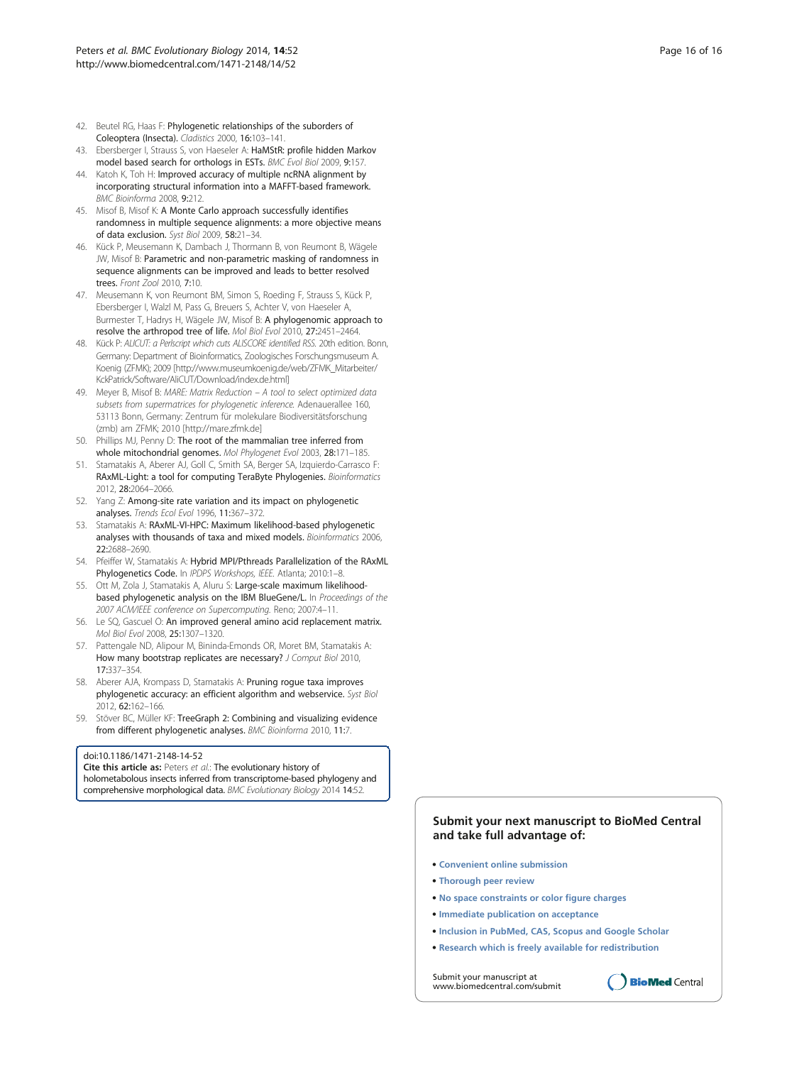42. Beutel RG, Haas F: **Phylogenetic relationships of the suborders of Coleoptera (Insecta).** *Cladistics* 2000, **16:**103–141.
43. Ebersberger I, Strauss S, von Haeseler A: **HaMStR: profile hidden Markov model based search for orthologs in ESTs.** *BMC Evol Biol* 2009, **9:**157.
44. Katoh K, Toh H: **Improved accuracy of multiple ncRNA alignment by incorporating structural information into a MAFFT-based framework.** *BMC Bioinforma* 2008, **9:**212.
45. Misof B, Misof K: **A Monte Carlo approach successfully identifies randomness in multiple sequence alignments: a more objective means of data exclusion.** *Syst Biol* 2009, **58:**21–34.
46. Kück P, Meusemann K, Dambach J, Thormann B, von Reumont B, Wägele JW, Misof B: **Parametric and non-parametric masking of randomness in sequence alignments can be improved and leads to better resolved trees.** *Front Zool* 2010, **7:**10.
47. Meusemann K, von Reumont BM, Simon S, Roeding F, Strauss S, Kück P, Ebersberger I, Walzl M, Pass G, Breuers S, Achter V, von Haeseler A, Burmester T, Hadrys H, Wägele JW, Misof B: **A phylogenomic approach to resolve the arthropod tree of life.** *Mol Biol Evol* 2010, **27:**2451–2464.
48. Kück P: *ALICUT: a Perlscript which cuts ALISCORE identified RSS.* 20th edition. Bonn, Germany: Department of Bioinformatics, Zoologisches Forschungsmuseum A. Koenig (ZFMK); 2009 [http://www.museumkoenig.de/web/ZFMK_Mitarbeiter/KckPatrick/Software/AliCUT/Download/index.de.html]
49. Meyer B, Misof B: *MARE: Matrix Reduction – A tool to select optimized data subsets from supermatrices for phylogenetic inference.* Adenauerallee 160, 53113 Bonn, Germany: Zentrum für molekulare Biodiversitätsforschung (zmb) am ZFMK; 2010 [http://mare.zfmk.de]
50. Phillips MJ, Penny D: **The root of the mammalian tree inferred from whole mitochondrial genomes.** *Mol Phylogenet Evol* 2003, **28:**171–185.
51. Stamatakis A, Aberer AJ, Goll C, Smith SA, Berger SA, Izquierdo-Carrasco F: **RAxML-Light: a tool for computing TeraByte Phylogenies.** *Bioinformatics* 2012, **28:**2064–2066.
52. Yang Z: **Among-site rate variation and its impact on phylogenetic analyses.** *Trends Ecol Evol* 1996, **11:**367–372.
53. Stamatakis A: **RAxML-VI-HPC: Maximum likelihood-based phylogenetic analyses with thousands of taxa and mixed models.** *Bioinformatics* 2006, **22:**2688–2690.
54. Pfeiffer W, Stamatakis A: **Hybrid MPI/Pthreads Parallelization of the RAxML Phylogenetics Code.** In *IPDPS Workshops, IEEE.* Atlanta; 2010:1–8.
55. Ott M, Zola J, Stamatakis A, Aluru S: **Large-scale maximum likelihood-based phylogenetic analysis on the IBM BlueGene/L.** In *Proceedings of the 2007 ACM/IEEE conference on Supercomputing.* Reno; 2007:4–11.
56. Le SQ, Gascuel O: **An improved general amino acid replacement matrix.** *Mol Biol Evol* 2008, **25:**1307–1320.
57. Pattengale ND, Alipour M, Bininda-Emonds OR, Moret BM, Stamatakis A: **How many bootstrap replicates are necessary?** *J Comput Biol* 2010, **17:**337–354.
58. Aberer AJA, Krompass D, Stamatakis A: **Pruning rogue taxa improves phylogenetic accuracy: an efficient algorithm and webservice.** *Syst Biol* 2012, **62:**162–166.
59. Stöver BC, Müller KF: **TreeGraph 2: Combining and visualizing evidence from different phylogenetic analyses.** *BMC Bioinforma* 2010, **11:**7.

doi:10.1186/1471-2148-14-52
**Cite this article as:** Peters *et al.*: The evolutionary history of holometabolous insects inferred from transcriptome-based phylogeny and comprehensive morphological data. *BMC Evolutionary Biology* 2014 **14**:52.

**Submit your next manuscript to BioMed Central and take full advantage of:**

- **Convenient online submission**
- **Thorough peer review**
- **No space constraints or color figure charges**
- **Immediate publication on acceptance**
- **Inclusion in PubMed, CAS, Scopus and Google Scholar**
- **Research which is freely available for redistribution**

Submit your manuscript at
www.biomedcentral.com/submit

BioMed Central